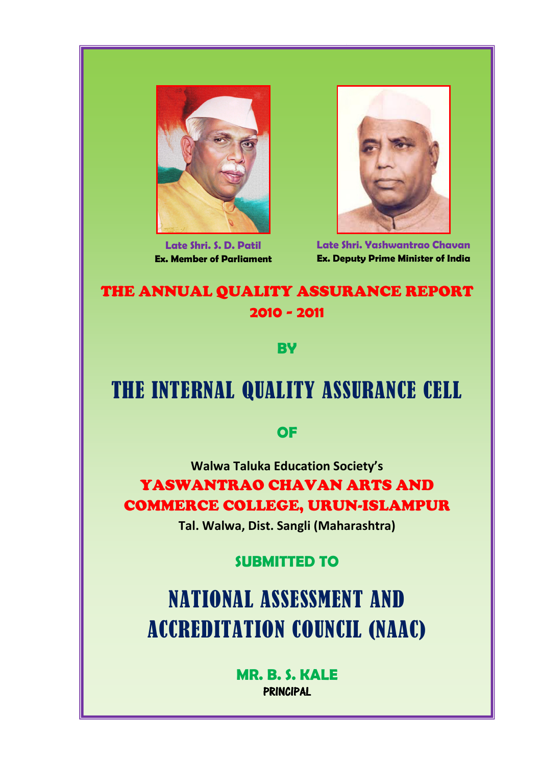Late Shri. S. D. Patil
**Ex. Member of Parliament**

Late Shri. Yashwantrao Chavan
**Ex. Deputy Prime Minister of India**

# THE ANNUAL QUALITY ASSURANCE REPORT
## 2010 - 2011

**BY**

# THE INTERNAL QUALITY ASSURANCE CELL

**OF**

**Walwa Taluka Education Society's**

## YASWANTRAO CHAVAN ARTS AND COMMERCE COLLEGE, URUN-ISLAMPUR

**Tal. Walwa, Dist. Sangli (Maharashtra)**

**SUBMITTED TO**

# NATIONAL ASSESSMENT AND ACCREDITATION COUNCIL (NAAC)

**MR. B. S. KALE**
**PRINCIPAL**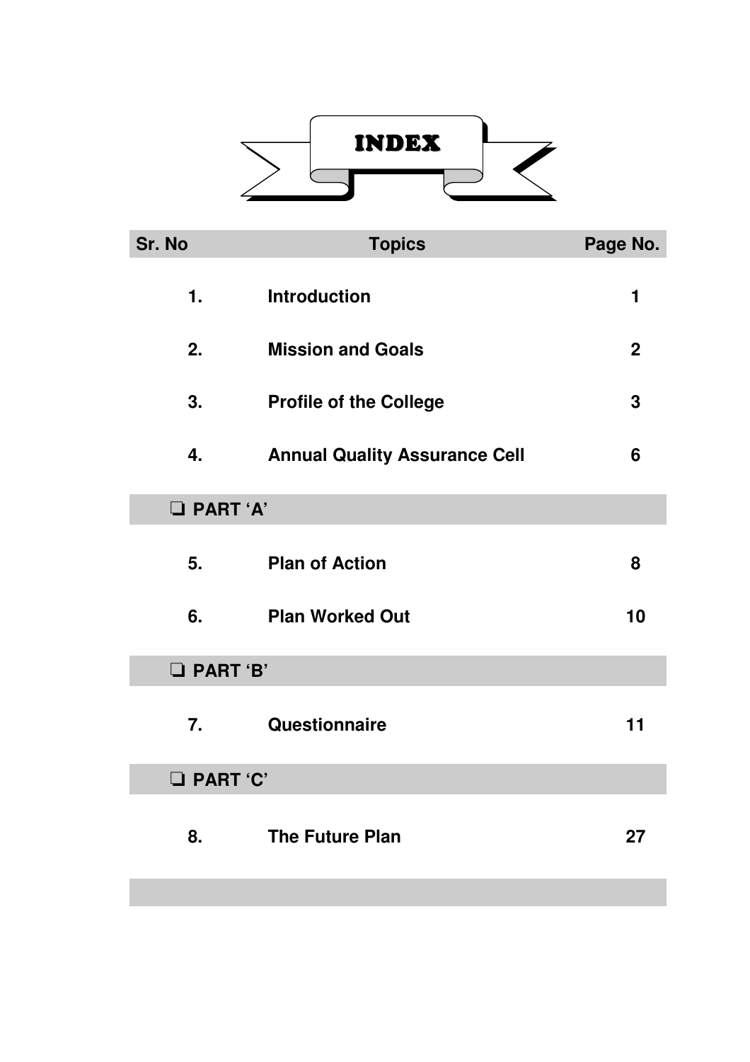# INDEX

| Sr. No | Topics | Page No. |
|---|---|---|
| 1. | Introduction | 1 |
| 2. | Mission and Goals | 2 |
| 3. | Profile of the College | 3 |
| 4. | Annual Quality Assurance Cell | 6 |
| ❑ PART 'A' | | |
| 5. | Plan of Action | 8 |
| 6. | Plan Worked Out | 10 |
| ❑ PART 'B' | | |
| 7. | Questionnaire | 11 |
| ❑ PART 'C' | | |
| 8. | The Future Plan | 27 |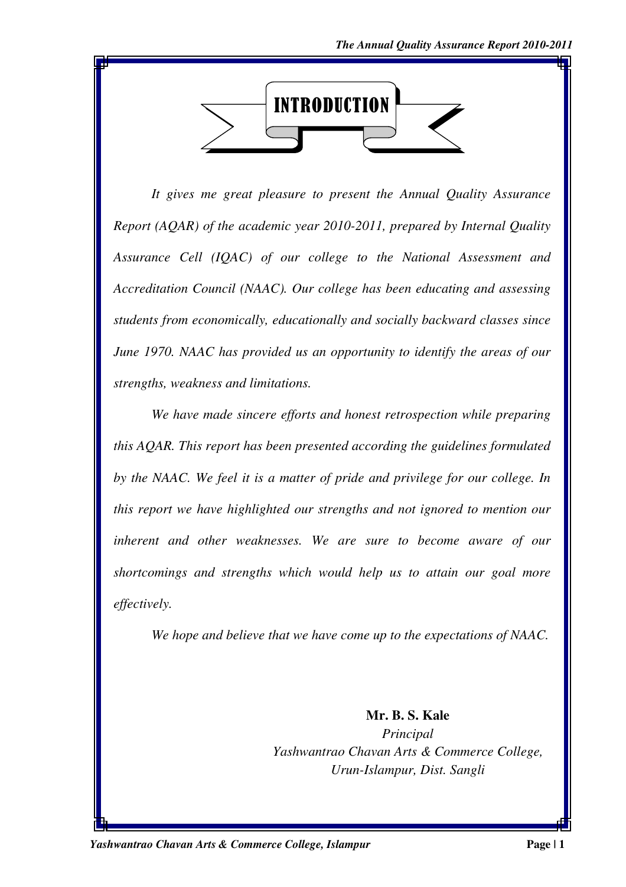# INTRODUCTION

*It gives me great pleasure to present the Annual Quality Assurance Report (AQAR) of the academic year 2010-2011, prepared by Internal Quality Assurance Cell (IQAC) of our college to the National Assessment and Accreditation Council (NAAC). Our college has been educating and assessing students from economically, educationally and socially backward classes since June 1970. NAAC has provided us an opportunity to identify the areas of our strengths, weakness and limitations.*

*We have made sincere efforts and honest retrospection while preparing this AQAR. This report has been presented according the guidelines formulated by the NAAC. We feel it is a matter of pride and privilege for our college. In this report we have highlighted our strengths and not ignored to mention our inherent and other weaknesses. We are sure to become aware of our shortcomings and strengths which would help us to attain our goal more effectively.*

*We hope and believe that we have come up to the expectations of NAAC.*

**Mr. B. S. Kale**
*Principal*
*Yashwantrao Chavan Arts & Commerce College,*
*Urun-Islampur, Dist. Sangli*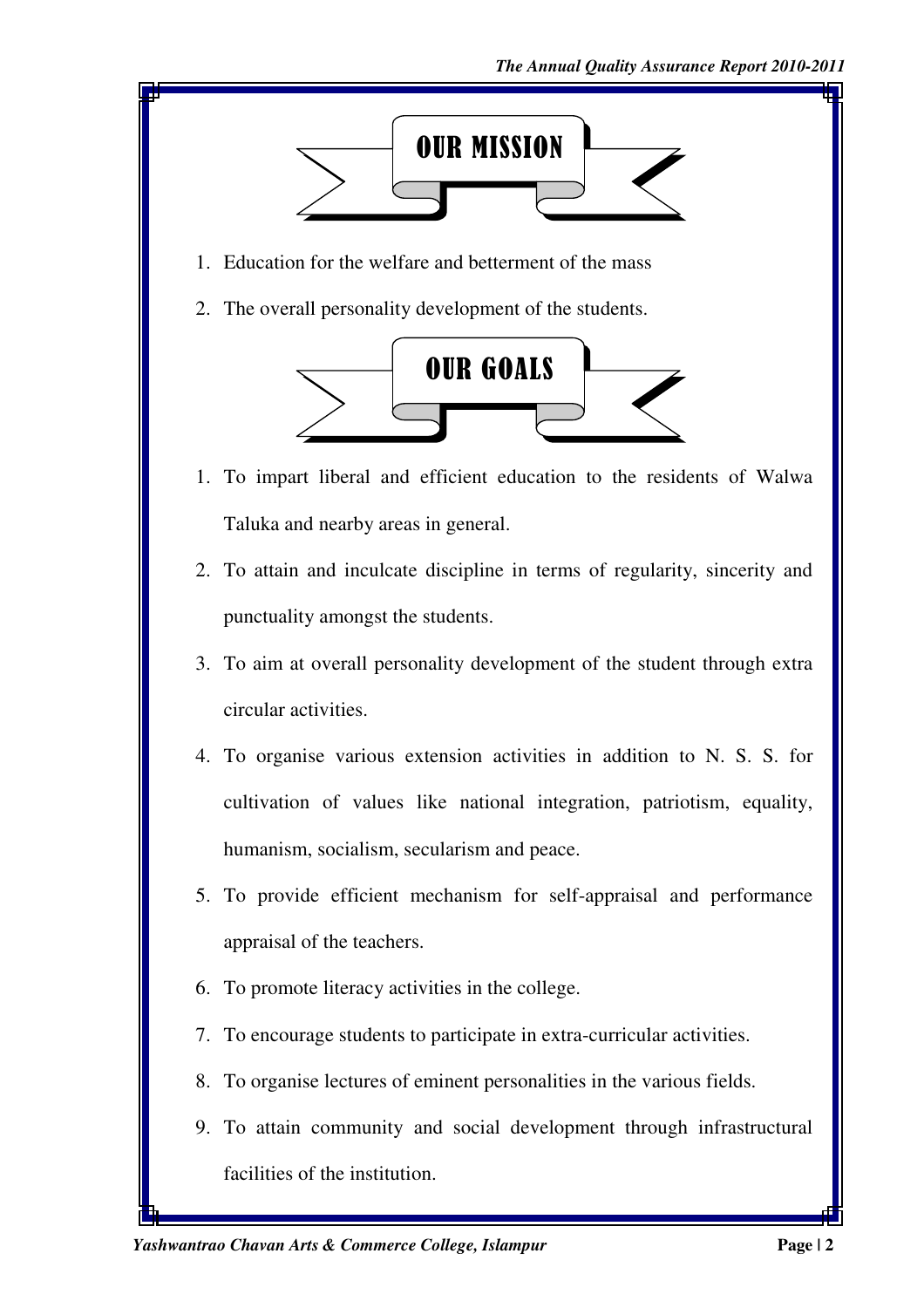## OUR MISSION

1. Education for the welfare and betterment of the mass
2. The overall personality development of the students.

## OUR GOALS

1. To impart liberal and efficient education to the residents of Walwa Taluka and nearby areas in general.
2. To attain and inculcate discipline in terms of regularity, sincerity and punctuality amongst the students.
3. To aim at overall personality development of the student through extra circular activities.
4. To organise various extension activities in addition to N. S. S. for cultivation of values like national integration, patriotism, equality, humanism, socialism, secularism and peace.
5. To provide efficient mechanism for self-appraisal and performance appraisal of the teachers.
6. To promote literacy activities in the college.
7. To encourage students to participate in extra-curricular activities.
8. To organise lectures of eminent personalities in the various fields.
9. To attain community and social development through infrastructural facilities of the institution.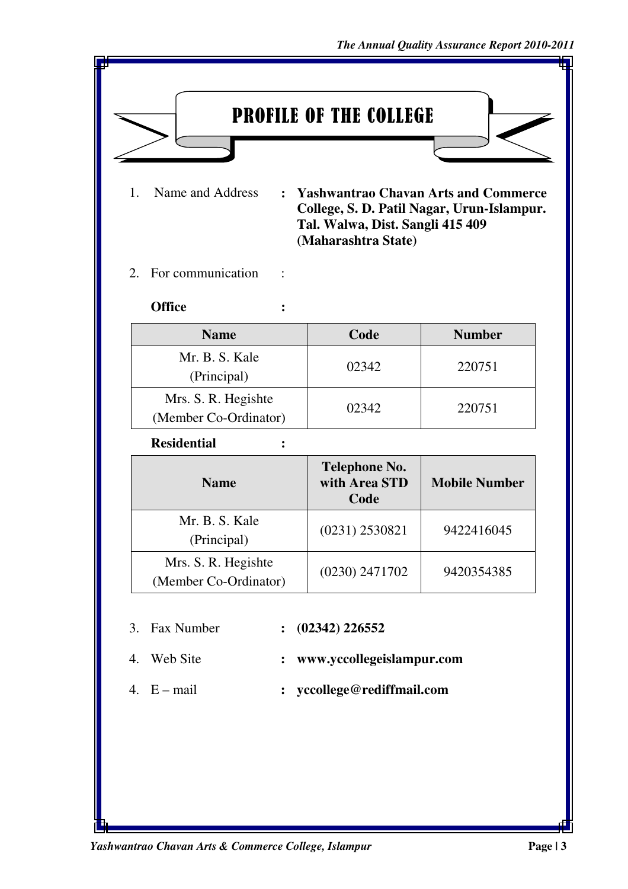# PROFILE OF THE COLLEGE

1. Name and Address : **Yashwantrao Chavan Arts and Commerce College, S. D. Patil Nagar, Urun-Islampur. Tal. Walwa, Dist. Sangli 415 409 (Maharashtra State)**

2. For communication :

**Office** :

| Name | Code | Number |
|---|---|---|
| Mr. B. S. Kale (Principal) | 02342 | 220751 |
| Mrs. S. R. Hegishte (Member Co-Ordinator) | 02342 | 220751 |

**Residential** :

| Name | Telephone No. with Area STD Code | Mobile Number |
|---|---|---|
| Mr. B. S. Kale (Principal) | (0231) 2530821 | 9422416045 |
| Mrs. S. R. Hegishte (Member Co-Ordinator) | (0230) 2471702 | 9420354385 |

3. Fax Number : **(02342) 226552**

4. Web Site : **www.yccollegeislampur.com**

4. E – mail : **yccollege@rediffmail.com**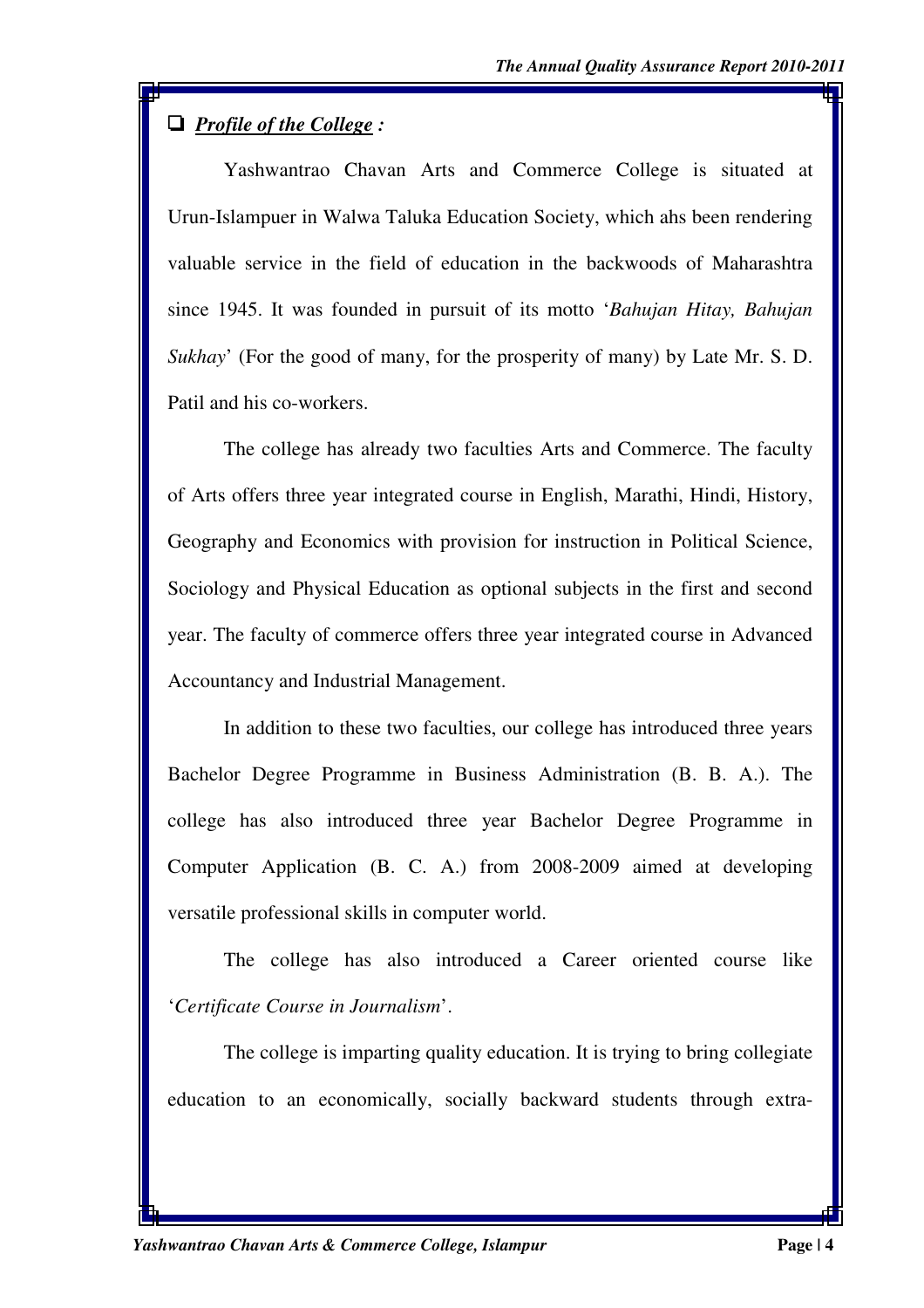- ***Profile of the College :***

Yashwantrao Chavan Arts and Commerce College is situated at Urun-Islampuer in Walwa Taluka Education Society, which ahs been rendering valuable service in the field of education in the backwoods of Maharashtra since 1945. It was founded in pursuit of its motto '*Bahujan Hitay, Bahujan Sukhay*' (For the good of many, for the prosperity of many) by Late Mr. S. D. Patil and his co-workers.

The college has already two faculties Arts and Commerce. The faculty of Arts offers three year integrated course in English, Marathi, Hindi, History, Geography and Economics with provision for instruction in Political Science, Sociology and Physical Education as optional subjects in the first and second year. The faculty of commerce offers three year integrated course in Advanced Accountancy and Industrial Management.

In addition to these two faculties, our college has introduced three years Bachelor Degree Programme in Business Administration (B. B. A.). The college has also introduced three year Bachelor Degree Programme in Computer Application (B. C. A.) from 2008-2009 aimed at developing versatile professional skills in computer world.

The college has also introduced a Career oriented course like '*Certificate Course in Journalism*'.

The college is imparting quality education. It is trying to bring collegiate education to an economically, socially backward students through extra-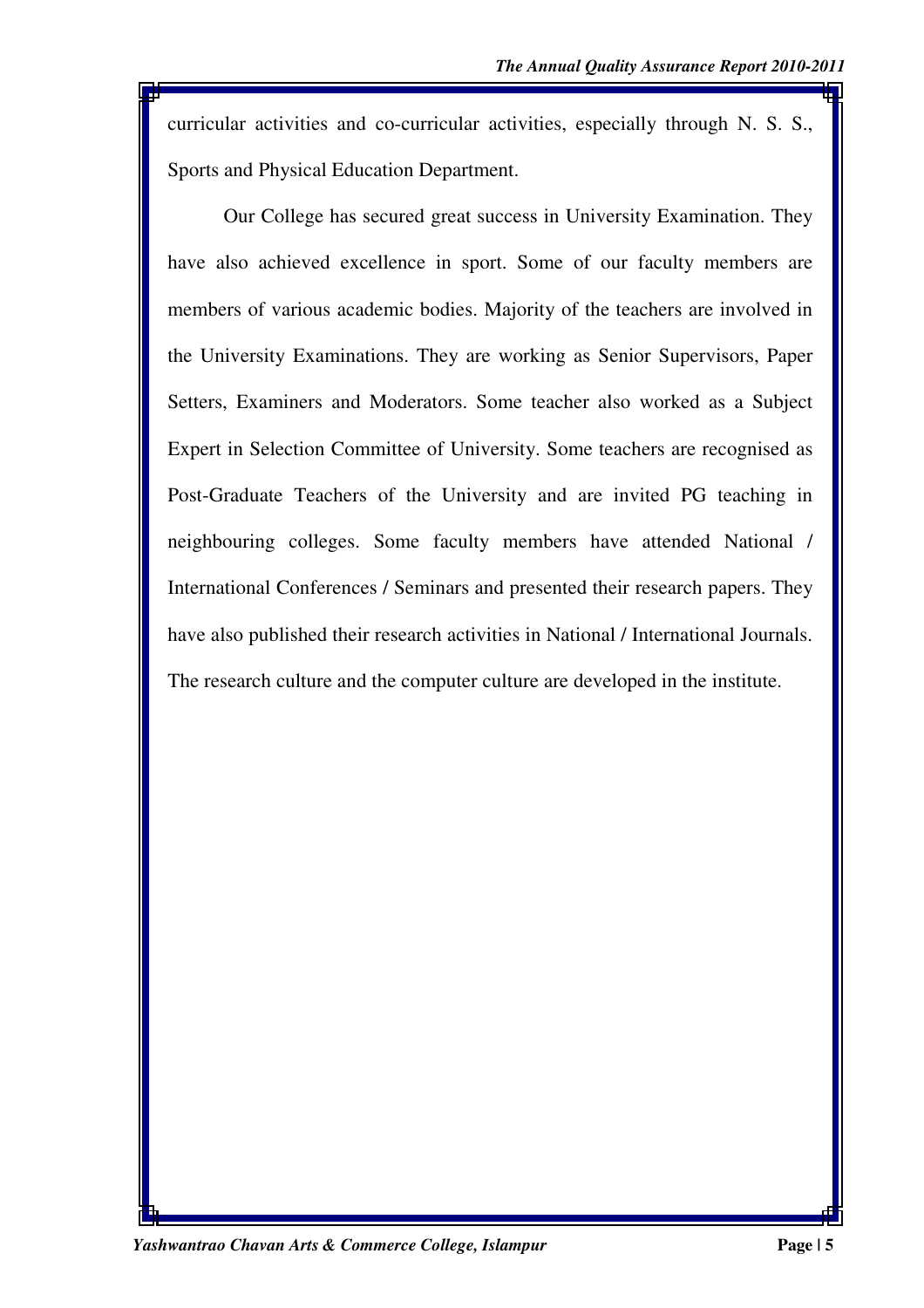curricular activities and co-curricular activities, especially through N. S. S., Sports and Physical Education Department.

Our College has secured great success in University Examination. They have also achieved excellence in sport. Some of our faculty members are members of various academic bodies. Majority of the teachers are involved in the University Examinations. They are working as Senior Supervisors, Paper Setters, Examiners and Moderators. Some teacher also worked as a Subject Expert in Selection Committee of University. Some teachers are recognised as Post-Graduate Teachers of the University and are invited PG teaching in neighbouring colleges. Some faculty members have attended National / International Conferences / Seminars and presented their research papers. They have also published their research activities in National / International Journals. The research culture and the computer culture are developed in the institute.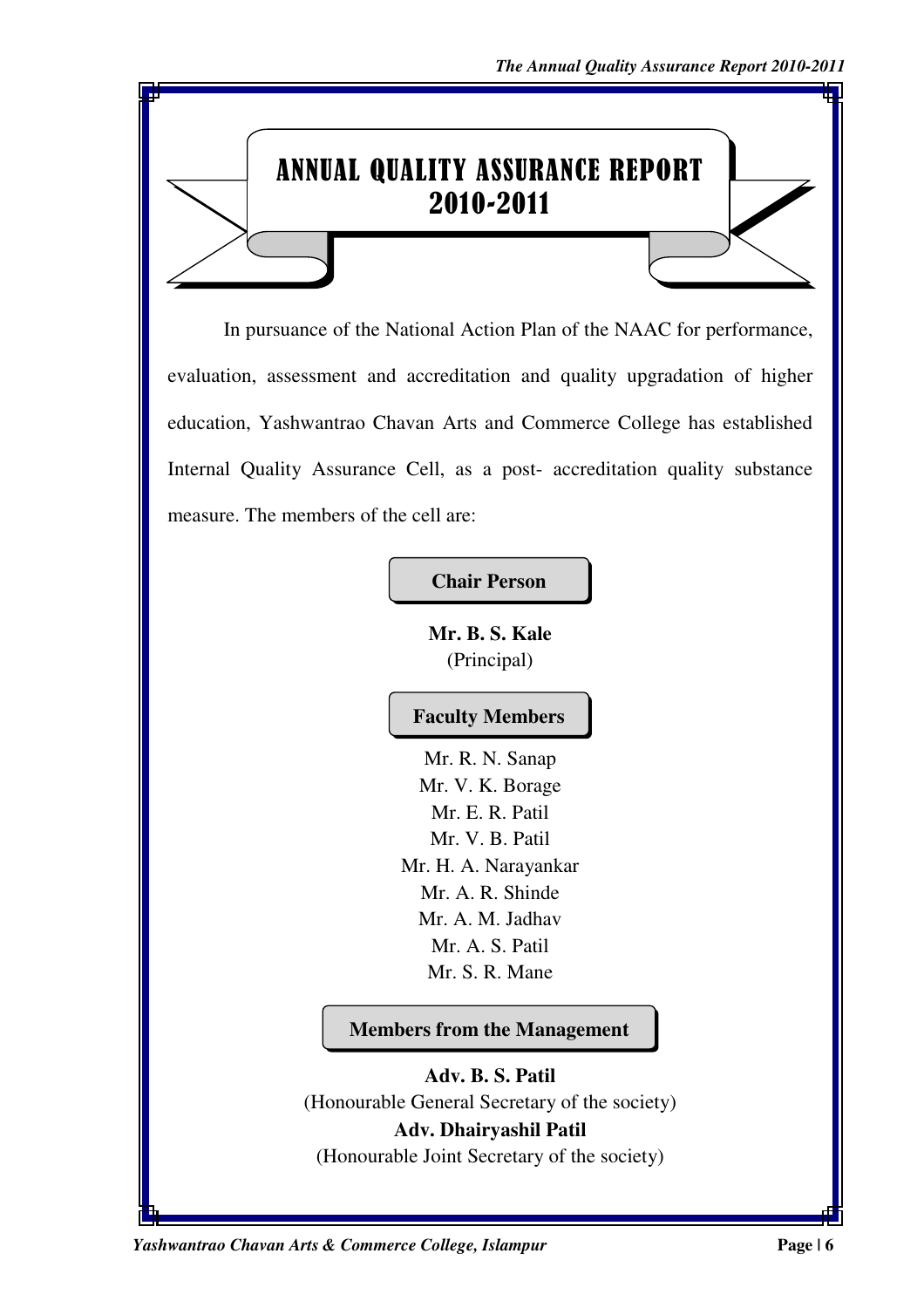# ANNUAL QUALITY ASSURANCE REPORT 2010-2011

In pursuance of the National Action Plan of the NAAC for performance, evaluation, assessment and accreditation and quality upgradation of higher education, Yashwantrao Chavan Arts and Commerce College has established Internal Quality Assurance Cell, as a post- accreditation quality substance measure. The members of the cell are:

**Chair Person**

**Mr. B. S. Kale**
(Principal)

**Faculty Members**

Mr. R. N. Sanap
Mr. V. K. Borage
Mr. E. R. Patil
Mr. V. B. Patil
Mr. H. A. Narayankar
Mr. A. R. Shinde
Mr. A. M. Jadhav
Mr. A. S. Patil
Mr. S. R. Mane

**Members from the Management**

**Adv. B. S. Patil**
(Honourable General Secretary of the society)
**Adv. Dhairyashil Patil**
(Honourable Joint Secretary of the society)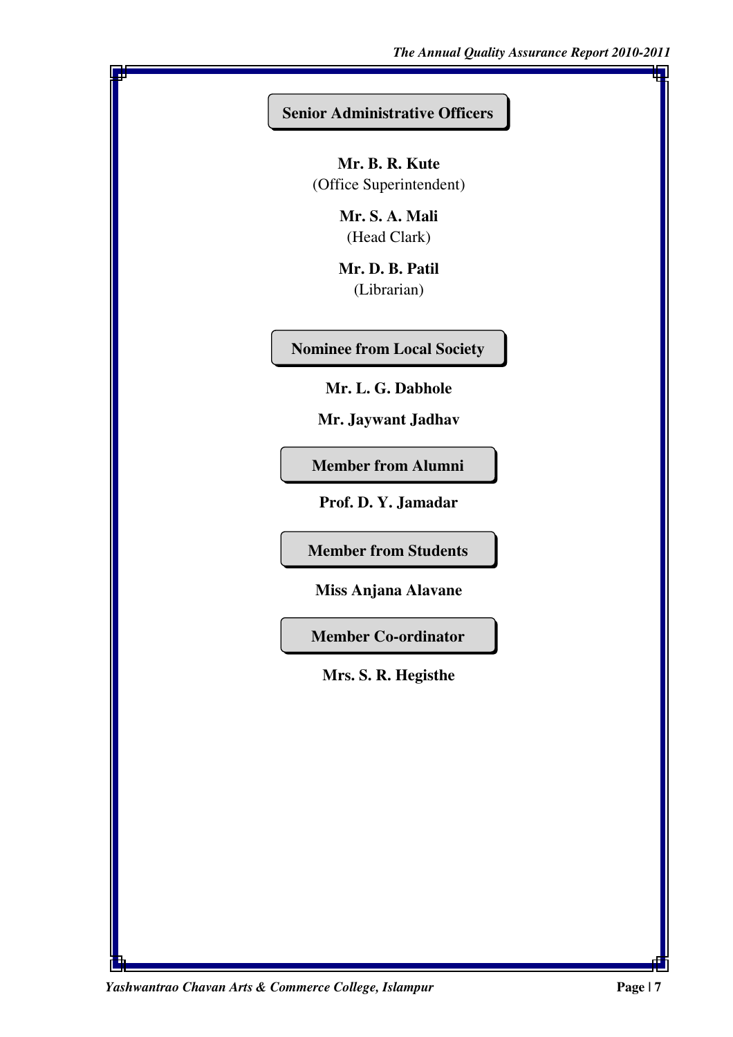## Senior Administrative Officers

**Mr. B. R. Kute**
(Office Superintendent)

**Mr. S. A. Mali**
(Head Clark)

**Mr. D. B. Patil**
(Librarian)

## Nominee from Local Society

**Mr. L. G. Dabhole**

**Mr. Jaywant Jadhav**

## Member from Alumni

**Prof. D. Y. Jamadar**

## Member from Students

**Miss Anjana Alavane**

## Member Co-ordinator

**Mrs. S. R. Hegisthe**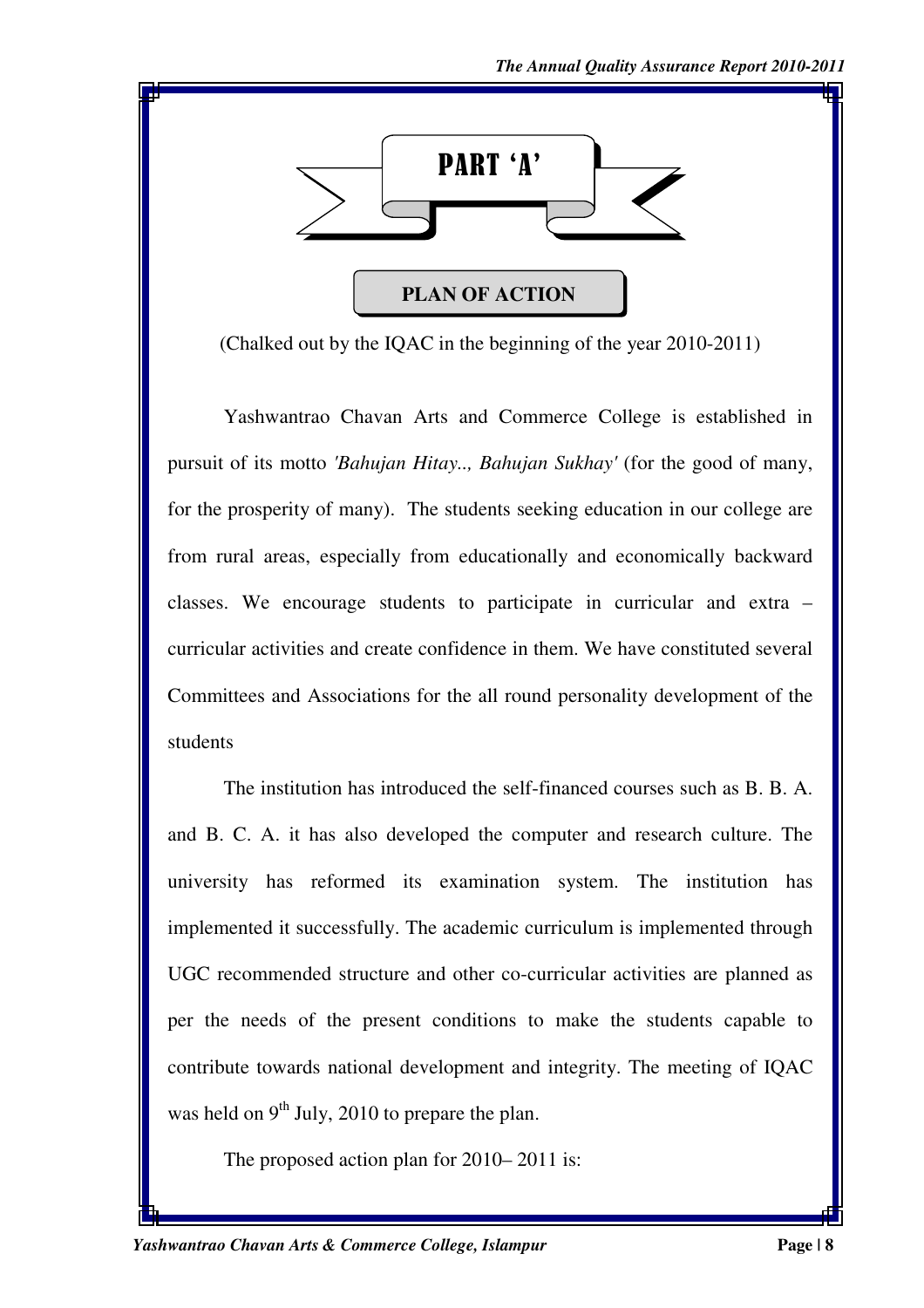# PART 'A'

## PLAN OF ACTION

(Chalked out by the IQAC in the beginning of the year 2010-2011)

Yashwantrao Chavan Arts and Commerce College is established in pursuit of its motto *'Bahujan Hitay.., Bahujan Sukhay'* (for the good of many, for the prosperity of many). The students seeking education in our college are from rural areas, especially from educationally and economically backward classes. We encourage students to participate in curricular and extra – curricular activities and create confidence in them. We have constituted several Committees and Associations for the all round personality development of the students

The institution has introduced the self-financed courses such as B. B. A. and B. C. A. it has also developed the computer and research culture. The university has reformed its examination system. The institution has implemented it successfully. The academic curriculum is implemented through UGC recommended structure and other co-curricular activities are planned as per the needs of the present conditions to make the students capable to contribute towards national development and integrity. The meeting of IQAC was held on 9th July, 2010 to prepare the plan.

The proposed action plan for 2010– 2011 is: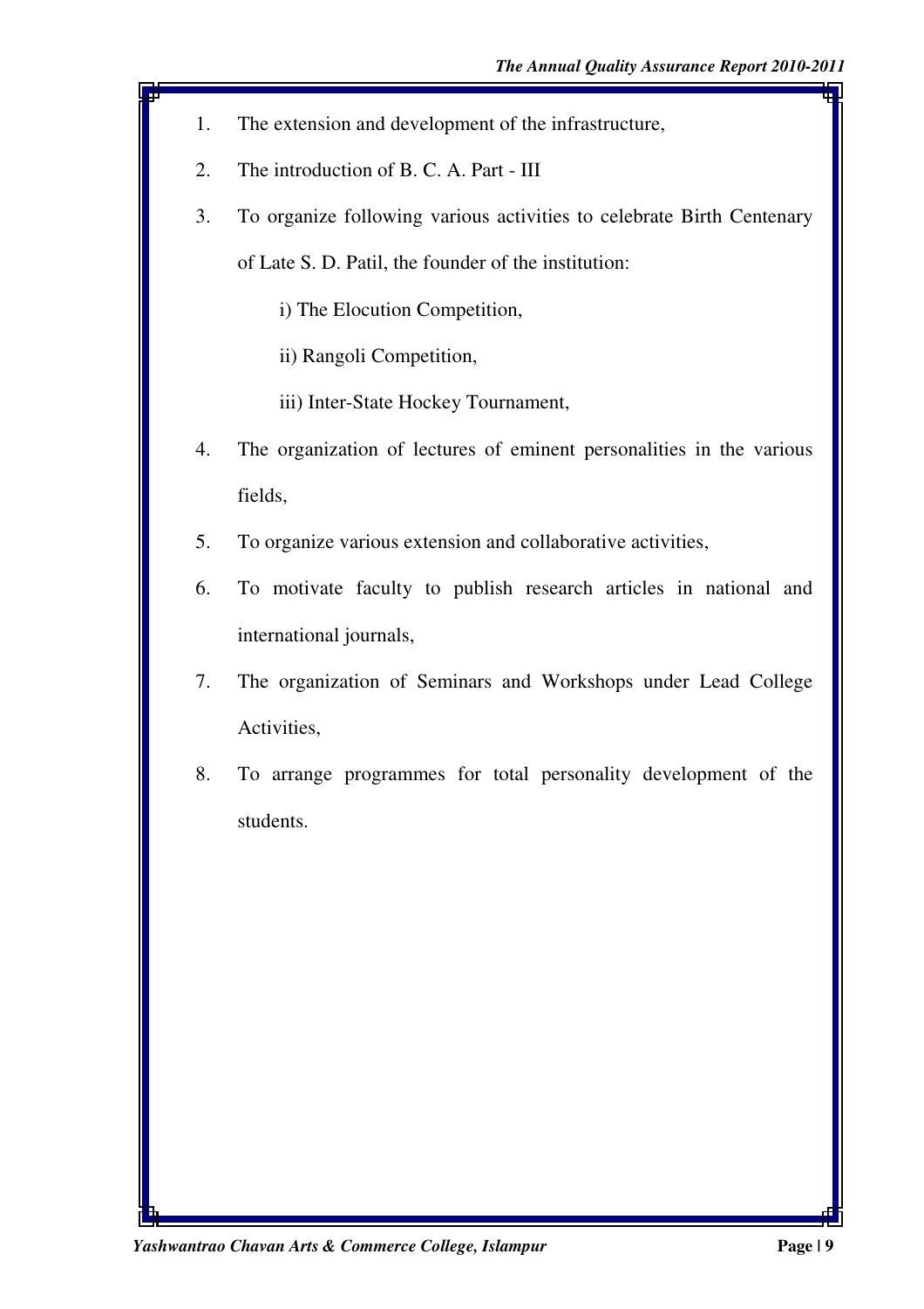1. The extension and development of the infrastructure,
2. The introduction of B. C. A. Part - III
3. To organize following various activities to celebrate Birth Centenary of Late S. D. Patil, the founder of the institution:

   i) The Elocution Competition,

   ii) Rangoli Competition,

   iii) Inter-State Hockey Tournament,
4. The organization of lectures of eminent personalities in the various fields,
5. To organize various extension and collaborative activities,
6. To motivate faculty to publish research articles in national and international journals,
7. The organization of Seminars and Workshops under Lead College Activities,
8. To arrange programmes for total personality development of the students.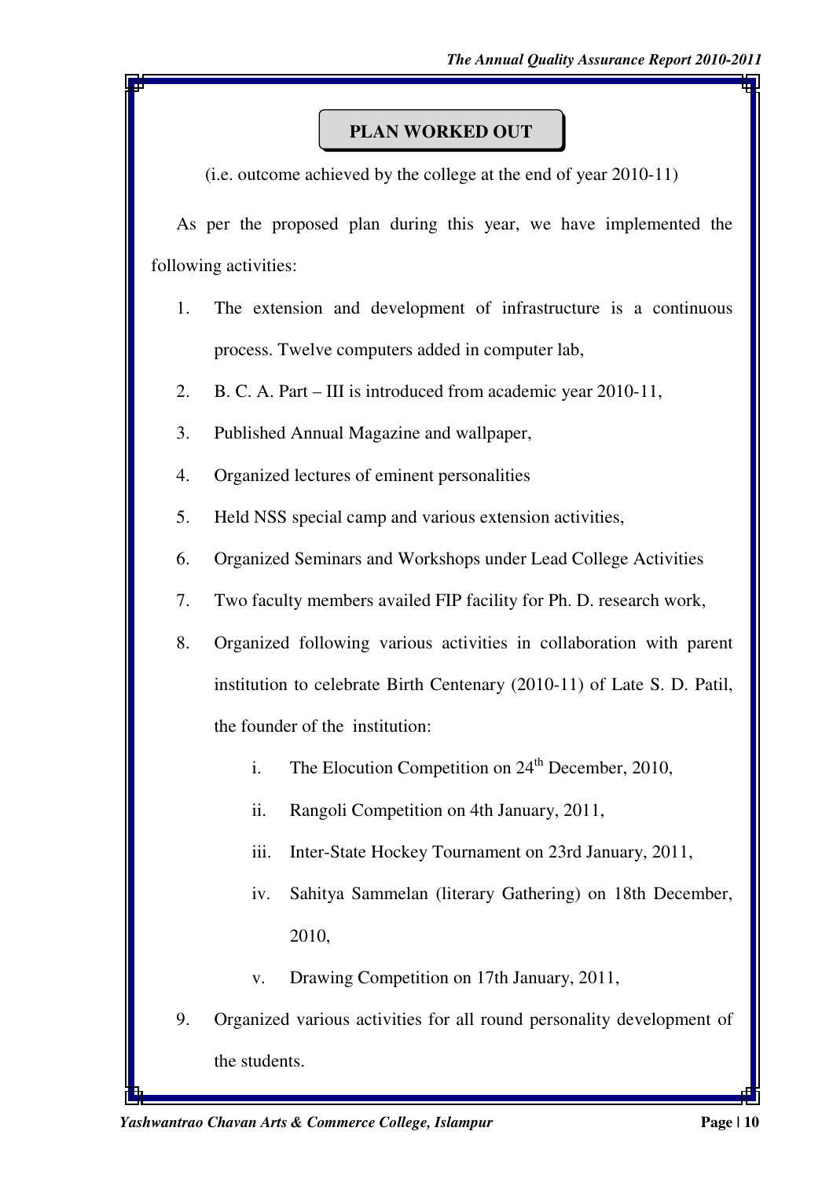## PLAN WORKED OUT

(i.e. outcome achieved by the college at the end of year 2010-11)

As per the proposed plan during this year, we have implemented the following activities:

1. The extension and development of infrastructure is a continuous process. Twelve computers added in computer lab,
2. B. C. A. Part – III is introduced from academic year 2010-11,
3. Published Annual Magazine and wallpaper,
4. Organized lectures of eminent personalities
5. Held NSS special camp and various extension activities,
6. Organized Seminars and Workshops under Lead College Activities
7. Two faculty members availed FIP facility for Ph. D. research work,
8. Organized following various activities in collaboration with parent institution to celebrate Birth Centenary (2010-11) of Late S. D. Patil, the founder of the institution:
    i. The Elocution Competition on 24th December, 2010,
    ii. Rangoli Competition on 4th January, 2011,
    iii. Inter-State Hockey Tournament on 23rd January, 2011,
    iv. Sahitya Sammelan (literary Gathering) on 18th December, 2010,
    v. Drawing Competition on 17th January, 2011,
9. Organized various activities for all round personality development of the students.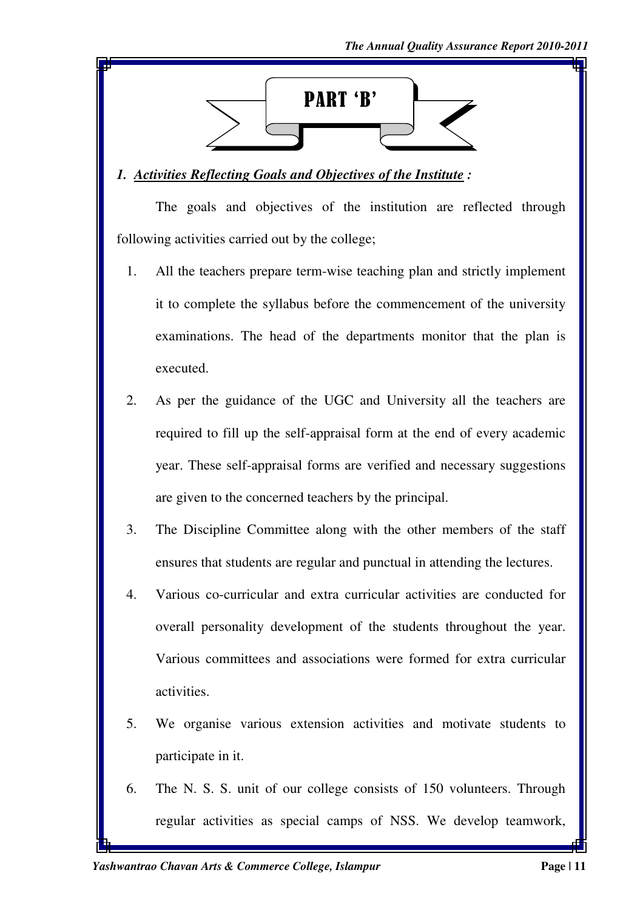# PART 'B'

### *1. Activities Reflecting Goals and Objectives of the Institute :*

The goals and objectives of the institution are reflected through following activities carried out by the college;

1. All the teachers prepare term-wise teaching plan and strictly implement it to complete the syllabus before the commencement of the university examinations. The head of the departments monitor that the plan is executed.
2. As per the guidance of the UGC and University all the teachers are required to fill up the self-appraisal form at the end of every academic year. These self-appraisal forms are verified and necessary suggestions are given to the concerned teachers by the principal.
3. The Discipline Committee along with the other members of the staff ensures that students are regular and punctual in attending the lectures.
4. Various co-curricular and extra curricular activities are conducted for overall personality development of the students throughout the year. Various committees and associations were formed for extra curricular activities.
5. We organise various extension activities and motivate students to participate in it.
6. The N. S. S. unit of our college consists of 150 volunteers. Through regular activities as special camps of NSS. We develop teamwork,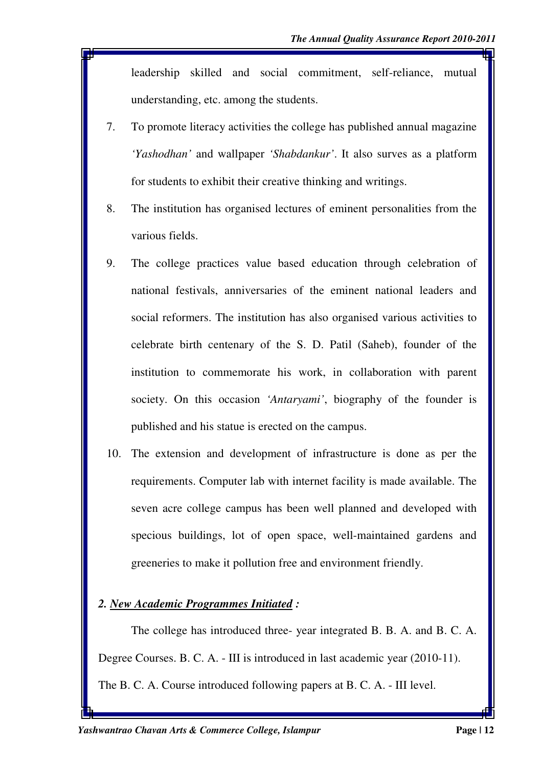leadership skilled and social commitment, self-reliance, mutual understanding, etc. among the students.

7. To promote literacy activities the college has published annual magazine *'Yashodhan'* and wallpaper *'Shabdankur'*. It also surves as a platform for students to exhibit their creative thinking and writings.
8. The institution has organised lectures of eminent personalities from the various fields.
9. The college practices value based education through celebration of national festivals, anniversaries of the eminent national leaders and social reformers. The institution has also organised various activities to celebrate birth centenary of the S. D. Patil (Saheb), founder of the institution to commemorate his work, in collaboration with parent society. On this occasion *'Antaryami'*, biography of the founder is published and his statue is erected on the campus.
10. The extension and development of infrastructure is done as per the requirements. Computer lab with internet facility is made available. The seven acre college campus has been well planned and developed with specious buildings, lot of open space, well-maintained gardens and greeneries to make it pollution free and environment friendly.

***2. <u>New Academic Programmes Initiated</u> :***

The college has introduced three- year integrated B. B. A. and B. C. A. Degree Courses. B. C. A. - III is introduced in last academic year (2010-11). The B. C. A. Course introduced following papers at B. C. A. - III level.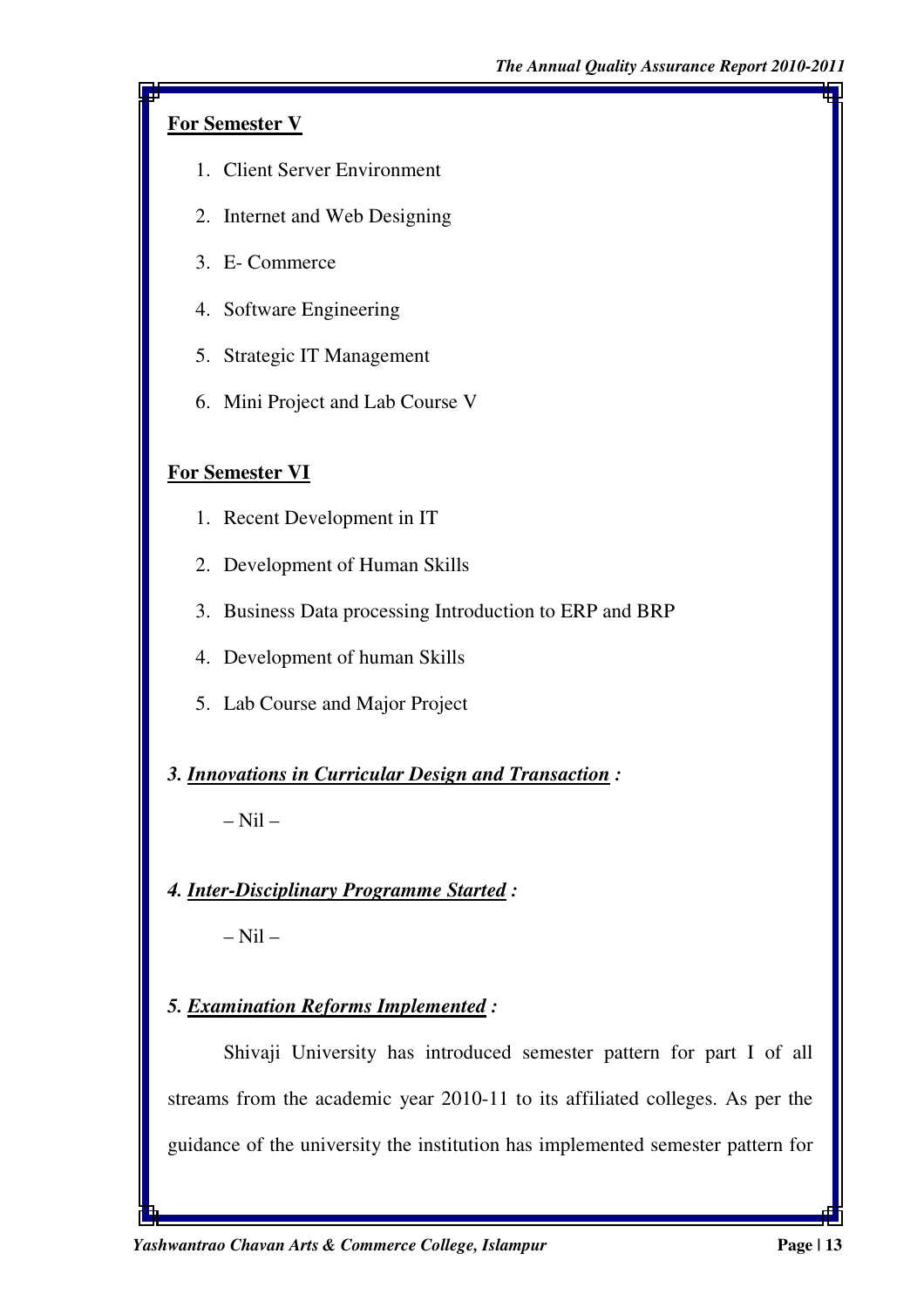**For Semester V**

1. Client Server Environment
2. Internet and Web Designing
3. E- Commerce
4. Software Engineering
5. Strategic IT Management
6. Mini Project and Lab Course V

**For Semester VI**

1. Recent Development in IT
2. Development of Human Skills
3. Business Data processing Introduction to ERP and BRP
4. Development of human Skills
5. Lab Course and Major Project

***3. Innovations in Curricular Design and Transaction :***

– Nil –

***4. Inter-Disciplinary Programme Started :***

– Nil –

***5. Examination Reforms Implemented :***

Shivaji University has introduced semester pattern for part I of all streams from the academic year 2010-11 to its affiliated colleges. As per the guidance of the university the institution has implemented semester pattern for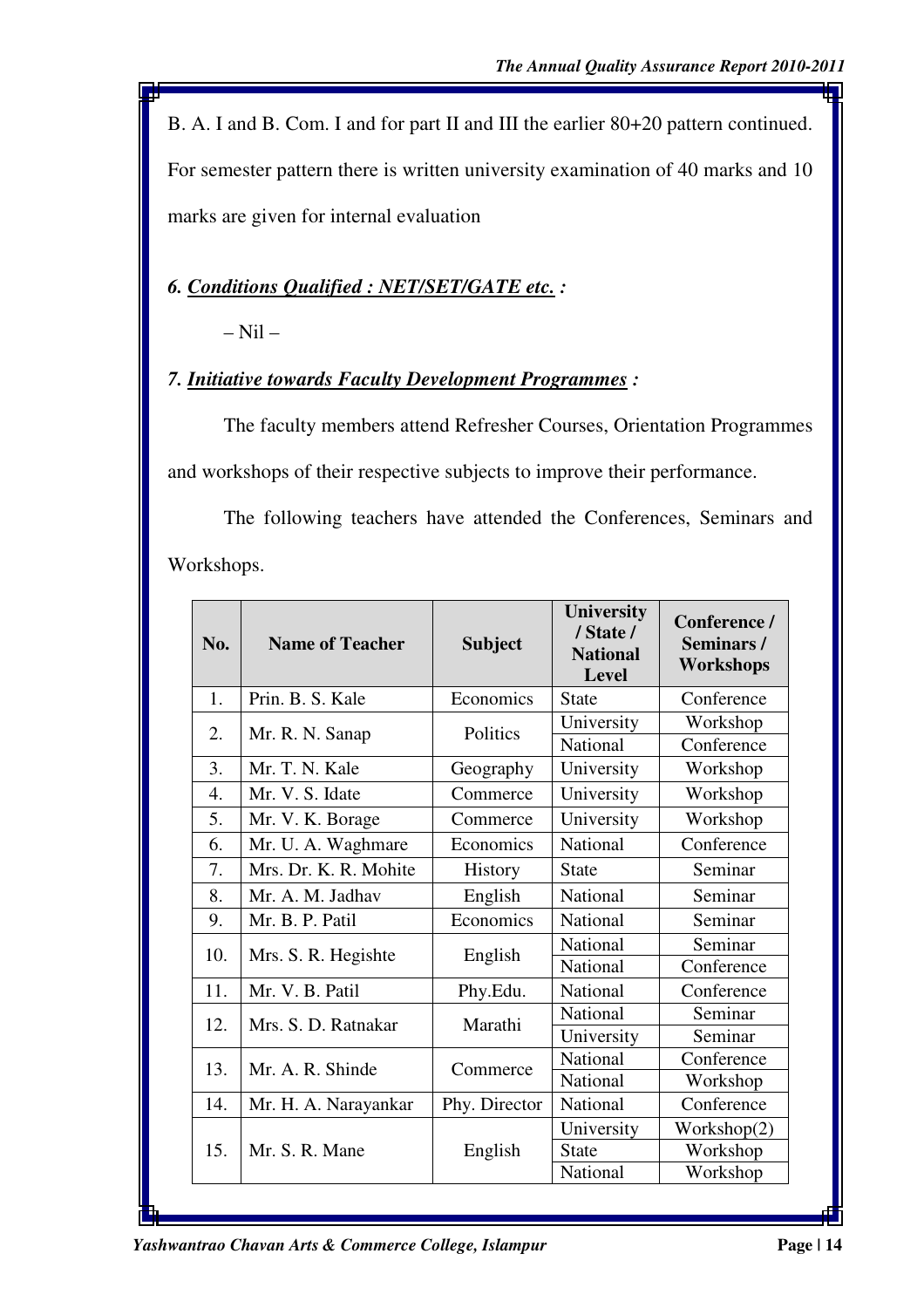B. A. I and B. Com. I and for part II and III the earlier 80+20 pattern continued. For semester pattern there is written university examination of 40 marks and 10 marks are given for internal evaluation

### *6. Conditions Qualified : NET/SET/GATE etc. :*

– Nil –

### *7. Initiative towards Faculty Development Programmes :*

The faculty members attend Refresher Courses, Orientation Programmes and workshops of their respective subjects to improve their performance.

The following teachers have attended the Conferences, Seminars and Workshops.

| No. | Name of Teacher | Subject | University / State / National Level | Conference / Seminars / Workshops |
|---|---|---|---|---|
| 1. | Prin. B. S. Kale | Economics | State | Conference |
| 2. | Mr. R. N. Sanap | Politics | University | Workshop |
| | | | National | Conference |
| 3. | Mr. T. N. Kale | Geography | University | Workshop |
| 4. | Mr. V. S. Idate | Commerce | University | Workshop |
| 5. | Mr. V. K. Borage | Commerce | University | Workshop |
| 6. | Mr. U. A. Waghmare | Economics | National | Conference |
| 7. | Mrs. Dr. K. R. Mohite | History | State | Seminar |
| 8. | Mr. A. M. Jadhav | English | National | Seminar |
| 9. | Mr. B. P. Patil | Economics | National | Seminar |
| 10. | Mrs. S. R. Hegishte | English | National | Seminar |
| | | | National | Conference |
| 11. | Mr. V. B. Patil | Phy.Edu. | National | Conference |
| 12. | Mrs. S. D. Ratnakar | Marathi | National | Seminar |
| | | | University | Seminar |
| 13. | Mr. A. R. Shinde | Commerce | National | Conference |
| | | | National | Workshop |
| 14. | Mr. H. A. Narayankar | Phy. Director | National | Conference |
| 15. | Mr. S. R. Mane | English | University | Workshop(2) |
| | | | State | Workshop |
| | | | National | Workshop |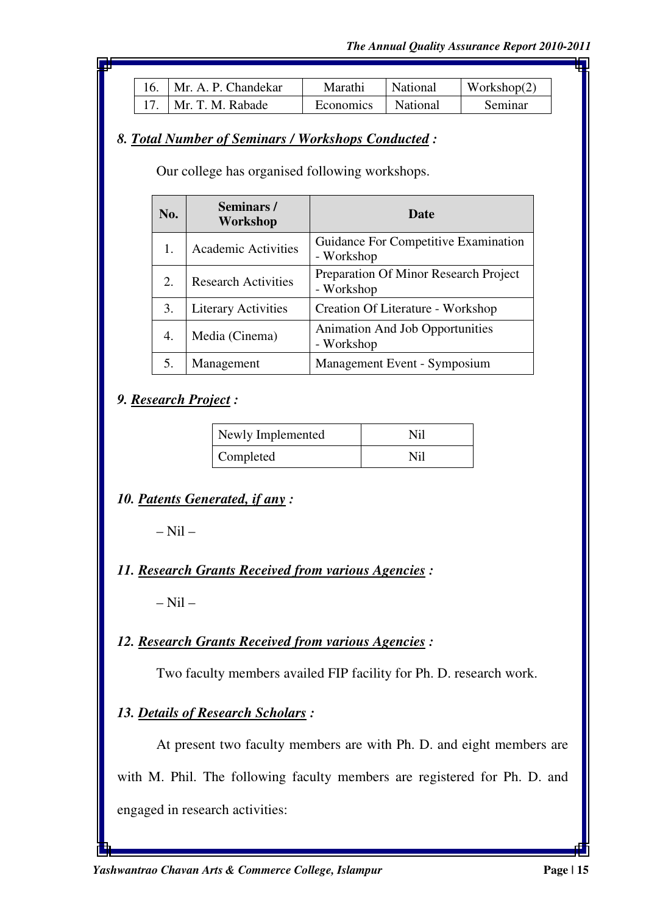| 16. | Mr. A. P. Chandekar | Marathi | National | Workshop(2) |
|---|---|---|---|---|
| 17. | Mr. T. M. Rabade | Economics | National | Seminar |

### *8. Total Number of Seminars / Workshops Conducted :*

Our college has organised following workshops.

| No. | Seminars / Workshop | Date |
|---|---|---|
| 1. | Academic Activities | Guidance For Competitive Examination - Workshop |
| 2. | Research Activities | Preparation Of Minor Research Project - Workshop |
| 3. | Literary Activities | Creation Of Literature - Workshop |
| 4. | Media (Cinema) | Animation And Job Opportunities - Workshop |
| 5. | Management | Management Event - Symposium |

### *9. Research Project :*

| Newly Implemented | Nil |
|---|---|
| Completed | Nil |

### *10. Patents Generated, if any :*

– Nil –

### *11. Research Grants Received from various Agencies :*

– Nil –

### *12. Research Grants Received from various Agencies :*

Two faculty members availed FIP facility for Ph. D. research work.

### *13. Details of Research Scholars :*

At present two faculty members are with Ph. D. and eight members are with M. Phil. The following faculty members are registered for Ph. D. and engaged in research activities: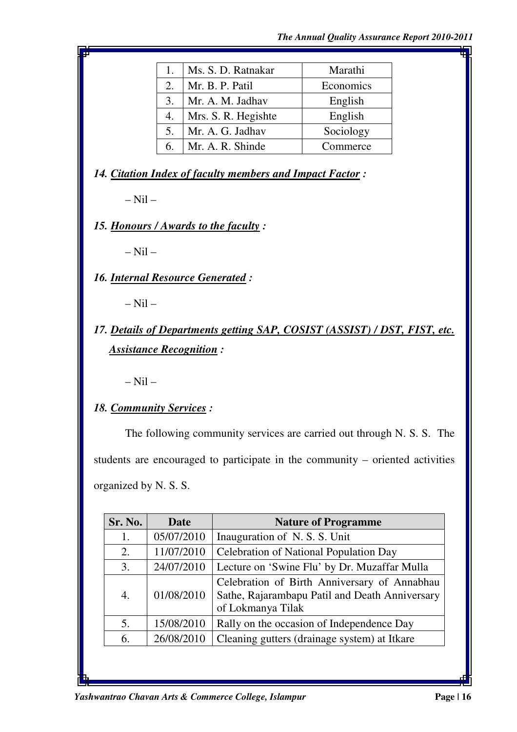| | | |
|---|---|---|
| 1. | Ms. S. D. Ratnakar | Marathi |
| 2. | Mr. B. P. Patil | Economics |
| 3. | Mr. A. M. Jadhav | English |
| 4. | Mrs. S. R. Hegishte | English |
| 5. | Mr. A. G. Jadhav | Sociology |
| 6. | Mr. A. R. Shinde | Commerce |

### *14. Citation Index of faculty members and Impact Factor :*

– Nil –

### *15. Honours / Awards to the faculty :*

– Nil –

### *16. Internal Resource Generated :*

– Nil –

### *17. Details of Departments getting SAP, COSIST (ASSIST) / DST, FIST, etc. Assistance Recognition :*

– Nil –

### *18. Community Services :*

The following community services are carried out through N. S. S. The students are encouraged to participate in the community – oriented activities organized by N. S. S.

| Sr. No. | Date | Nature of Programme |
|---|---|---|
| 1. | 05/07/2010 | Inauguration of N. S. S. Unit |
| 2. | 11/07/2010 | Celebration of National Population Day |
| 3. | 24/07/2010 | Lecture on 'Swine Flu' by Dr. Muzaffar Mulla |
| 4. | 01/08/2010 | Celebration of Birth Anniversary of Annabhau Sathe, Rajarambapu Patil and Death Anniversary of Lokmanya Tilak |
| 5. | 15/08/2010 | Rally on the occasion of Independence Day |
| 6. | 26/08/2010 | Cleaning gutters (drainage system) at Itkare |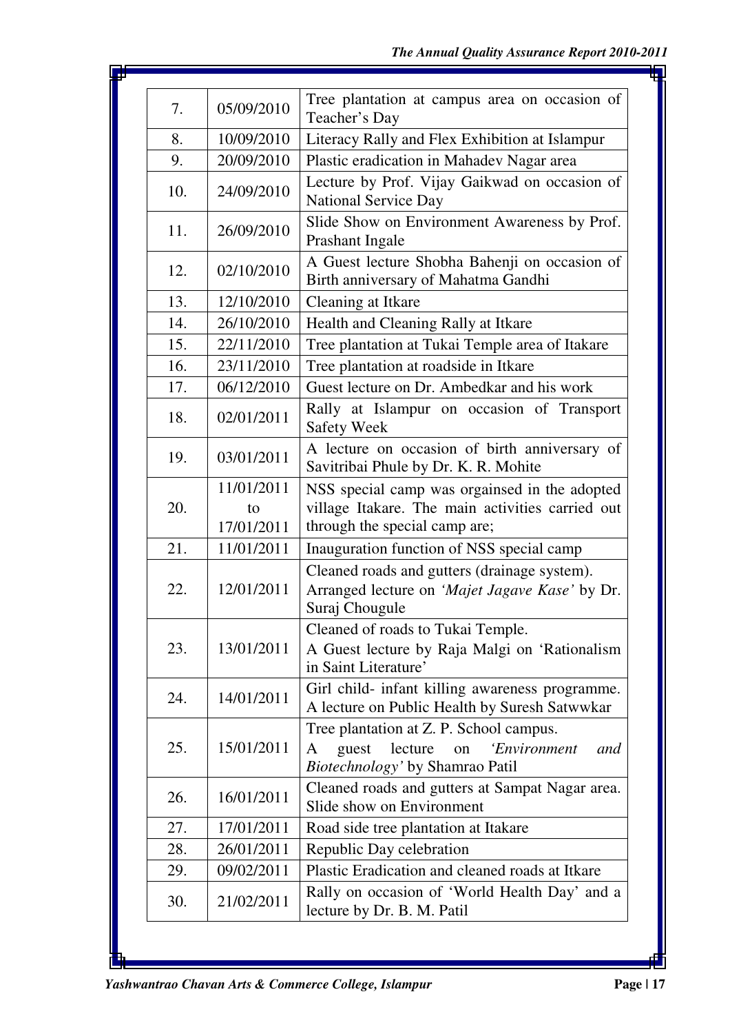| 7. | 05/09/2010 | Tree plantation at campus area on occasion of Teacher's Day |
|---|---|---|
| 8. | 10/09/2010 | Literacy Rally and Flex Exhibition at Islampur |
| 9. | 20/09/2010 | Plastic eradication in Mahadev Nagar area |
| 10. | 24/09/2010 | Lecture by Prof. Vijay Gaikwad on occasion of National Service Day |
| 11. | 26/09/2010 | Slide Show on Environment Awareness by Prof. Prashant Ingale |
| 12. | 02/10/2010 | A Guest lecture Shobha Bahenji on occasion of Birth anniversary of Mahatma Gandhi |
| 13. | 12/10/2010 | Cleaning at Itkare |
| 14. | 26/10/2010 | Health and Cleaning Rally at Itkare |
| 15. | 22/11/2010 | Tree plantation at Tukai Temple area of Itakare |
| 16. | 23/11/2010 | Tree plantation at roadside in Itkare |
| 17. | 06/12/2010 | Guest lecture on Dr. Ambedkar and his work |
| 18. | 02/01/2011 | Rally at Islampur on occasion of Transport Safety Week |
| 19. | 03/01/2011 | A lecture on occasion of birth anniversary of Savitribai Phule by Dr. K. R. Mohite |
| 20. | 11/01/2011 to 17/01/2011 | NSS special camp was orgainsed in the adopted village Itakare. The main activities carried out through the special camp are; |
| 21. | 11/01/2011 | Inauguration function of NSS special camp |
| 22. | 12/01/2011 | Cleaned roads and gutters (drainage system). Arranged lecture on *'Majet Jagave Kase'* by Dr. Suraj Chougule |
| 23. | 13/01/2011 | Cleaned of roads to Tukai Temple. A Guest lecture by Raja Malgi on 'Rationalism in Saint Literature' |
| 24. | 14/01/2011 | Girl child- infant killing awareness programme. A lecture on Public Health by Suresh Satwwkar |
| 25. | 15/01/2011 | Tree plantation at Z. P. School campus. A guest lecture on *'Environment and Biotechnology'* by Shamrao Patil |
| 26. | 16/01/2011 | Cleaned roads and gutters at Sampat Nagar area. Slide show on Environment |
| 27. | 17/01/2011 | Road side tree plantation at Itakare |
| 28. | 26/01/2011 | Republic Day celebration |
| 29. | 09/02/2011 | Plastic Eradication and cleaned roads at Itkare |
| 30. | 21/02/2011 | Rally on occasion of 'World Health Day' and a lecture by Dr. B. M. Patil |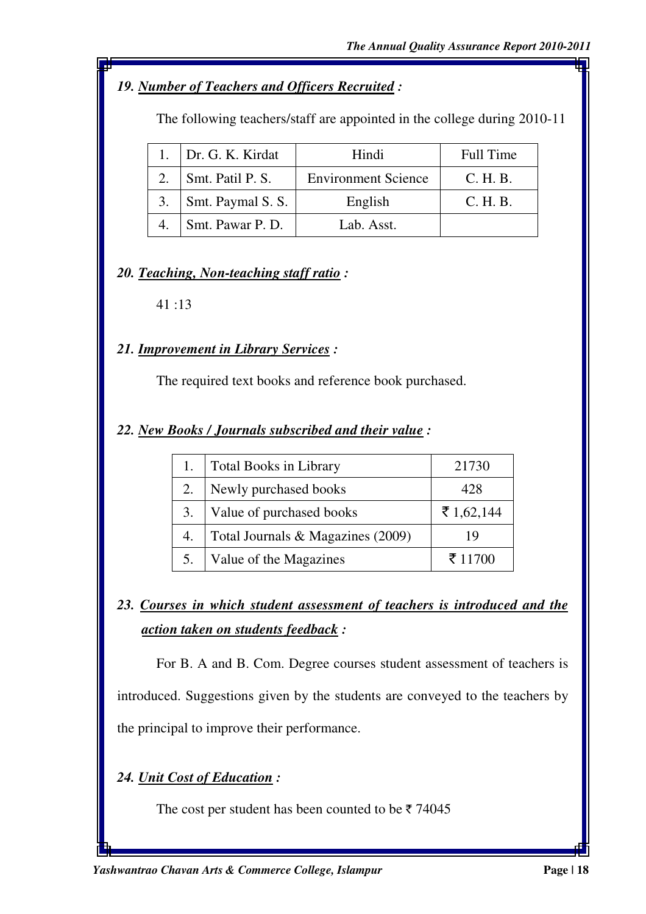### *19. <u>Number of Teachers and Officers Recruited</u> :*

The following teachers/staff are appointed in the college during 2010-11

| | | | |
|---|---|---|---|
| 1. | Dr. G. K. Kirdat | Hindi | Full Time |
| 2. | Smt. Patil P. S. | Environment Science | C. H. B. |
| 3. | Smt. Paymal S. S. | English | C. H. B. |
| 4. | Smt. Pawar P. D. | Lab. Asst. | |

### *20. <u>Teaching, Non-teaching staff ratio</u> :*

41 :13

### *21. <u>Improvement in Library Services</u> :*

The required text books and reference book purchased.

### *22. <u>New Books / Journals subscribed and their value</u> :*

| | | |
|---|---|---|
| 1. | Total Books in Library | 21730 |
| 2. | Newly purchased books | 428 |
| 3. | Value of purchased books | ₹ 1,62,144 |
| 4. | Total Journals & Magazines (2009) | 19 |
| 5. | Value of the Magazines | ₹ 11700 |

### *23. <u>Courses in which student assessment of teachers is introduced and the action taken on students feedback</u> :*

For B. A and B. Com. Degree courses student assessment of teachers is introduced. Suggestions given by the students are conveyed to the teachers by the principal to improve their performance.

### *24. <u>Unit Cost of Education</u> :*

The cost per student has been counted to be ₹ 74045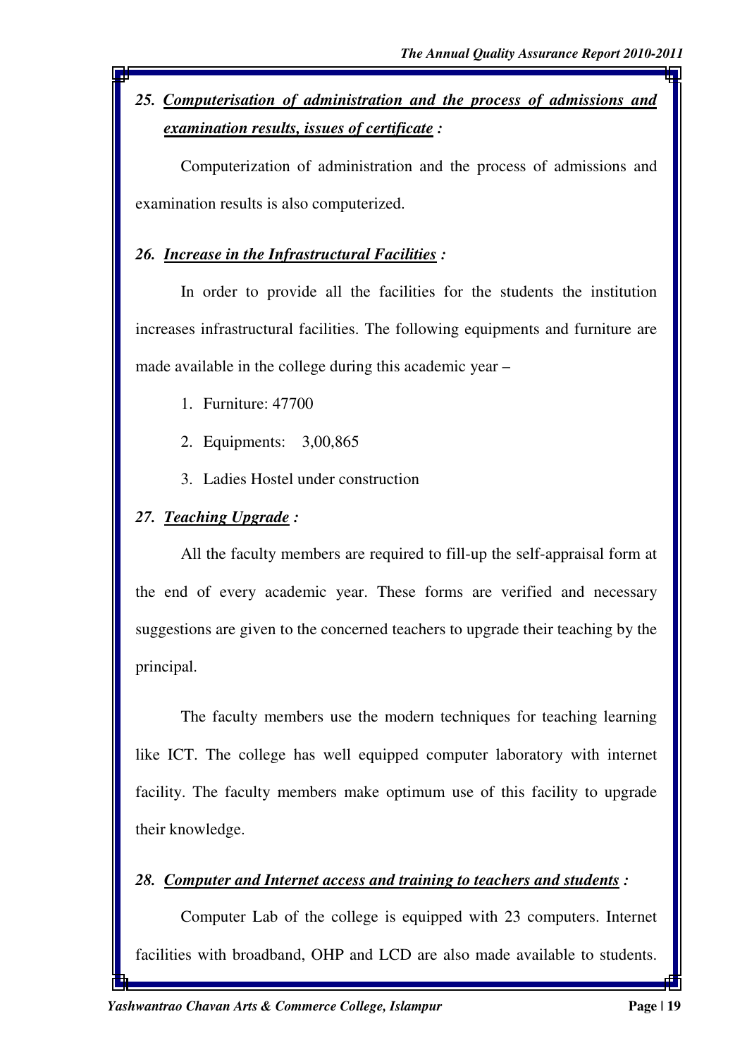### *25. Computerisation of administration and the process of admissions and examination results, issues of certificate :*

Computerization of administration and the process of admissions and examination results is also computerized.

### *26. Increase in the Infrastructural Facilities :*

In order to provide all the facilities for the students the institution increases infrastructural facilities. The following equipments and furniture are made available in the college during this academic year –

1. Furniture: 47700
2. Equipments: 3,00,865
3. Ladies Hostel under construction

### *27. Teaching Upgrade :*

All the faculty members are required to fill-up the self-appraisal form at the end of every academic year. These forms are verified and necessary suggestions are given to the concerned teachers to upgrade their teaching by the principal.

The faculty members use the modern techniques for teaching learning like ICT. The college has well equipped computer laboratory with internet facility. The faculty members make optimum use of this facility to upgrade their knowledge.

### *28. Computer and Internet access and training to teachers and students :*

Computer Lab of the college is equipped with 23 computers. Internet facilities with broadband, OHP and LCD are also made available to students.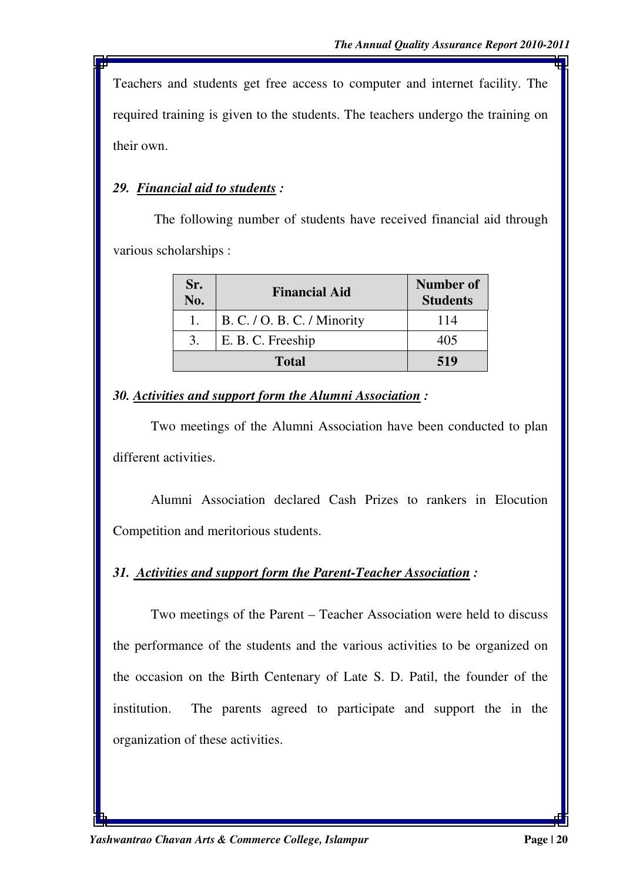Teachers and students get free access to computer and internet facility. The required training is given to the students. The teachers undergo the training on their own.

### *29. Financial aid to students :*

The following number of students have received financial aid through various scholarships :

| Sr. No. | Financial Aid | Number of Students |
|---|---|---|
| 1. | B. C. / O. B. C. / Minority | 114 |
| 3. | E. B. C. Freeship | 405 |
| **Total** | | **519** |

### *30. Activities and support form the Alumni Association :*

Two meetings of the Alumni Association have been conducted to plan different activities.

Alumni Association declared Cash Prizes to rankers in Elocution Competition and meritorious students.

### *31. Activities and support form the Parent-Teacher Association :*

Two meetings of the Parent – Teacher Association were held to discuss the performance of the students and the various activities to be organized on the occasion on the Birth Centenary of Late S. D. Patil, the founder of the institution. The parents agreed to participate and support the in the organization of these activities.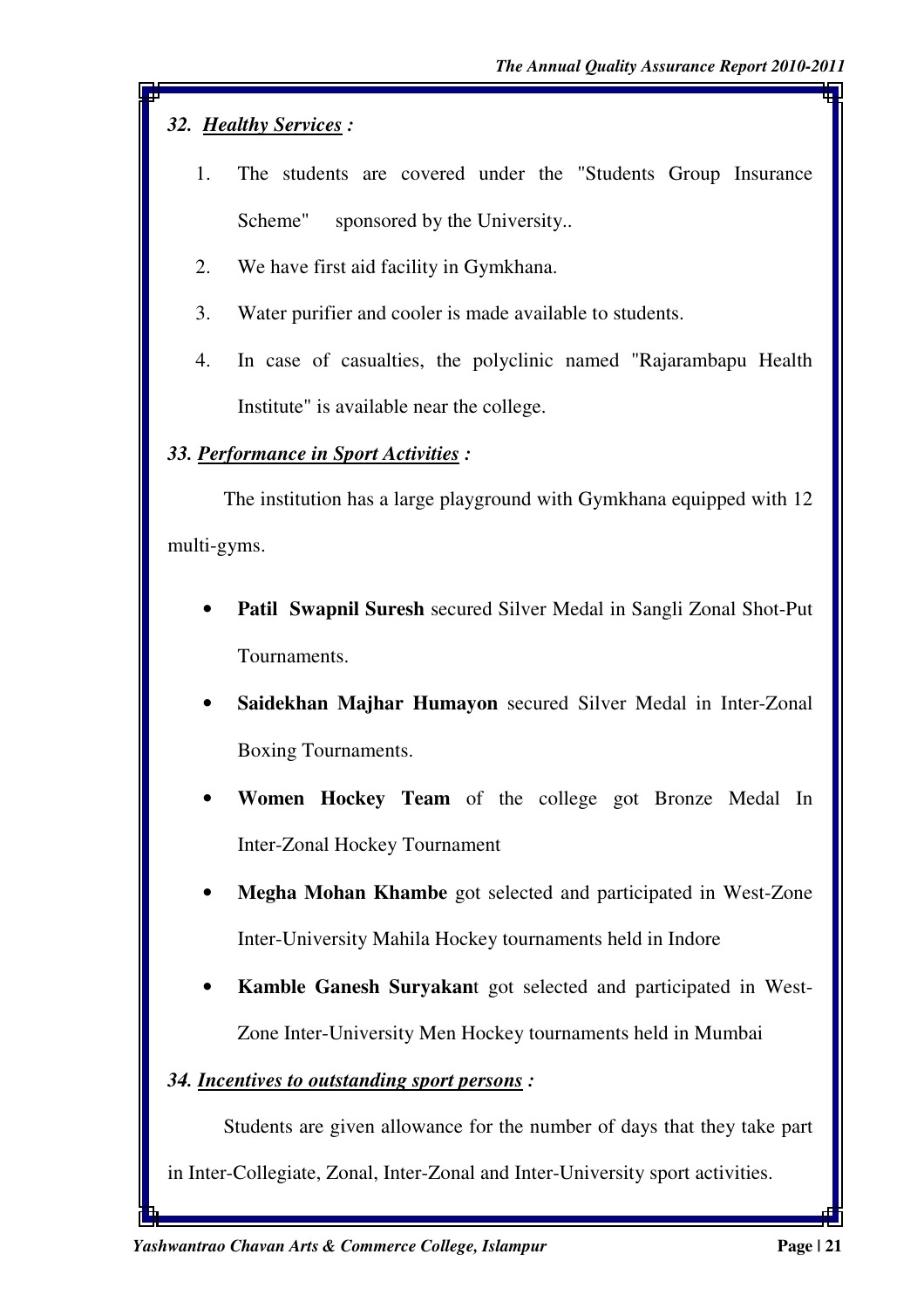### *32. Healthy Services :*

1. The students are covered under the "Students Group Insurance Scheme" sponsored by the University..
2. We have first aid facility in Gymkhana.
3. Water purifier and cooler is made available to students.
4. In case of casualties, the polyclinic named "Rajarambapu Health Institute" is available near the college.

### *33. Performance in Sport Activities :*

The institution has a large playground with Gymkhana equipped with 12 multi-gyms.

- **Patil Swapnil Suresh** secured Silver Medal in Sangli Zonal Shot-Put Tournaments.
- **Saidekhan Majhar Humayon** secured Silver Medal in Inter-Zonal Boxing Tournaments.
- **Women Hockey Team** of the college got Bronze Medal In Inter-Zonal Hockey Tournament
- **Megha Mohan Khambe** got selected and participated in West-Zone Inter-University Mahila Hockey tournaments held in Indore
- **Kamble Ganesh Suryakan**t got selected and participated in West-Zone Inter-University Men Hockey tournaments held in Mumbai

### *34. Incentives to outstanding sport persons :*

Students are given allowance for the number of days that they take part in Inter-Collegiate, Zonal, Inter-Zonal and Inter-University sport activities.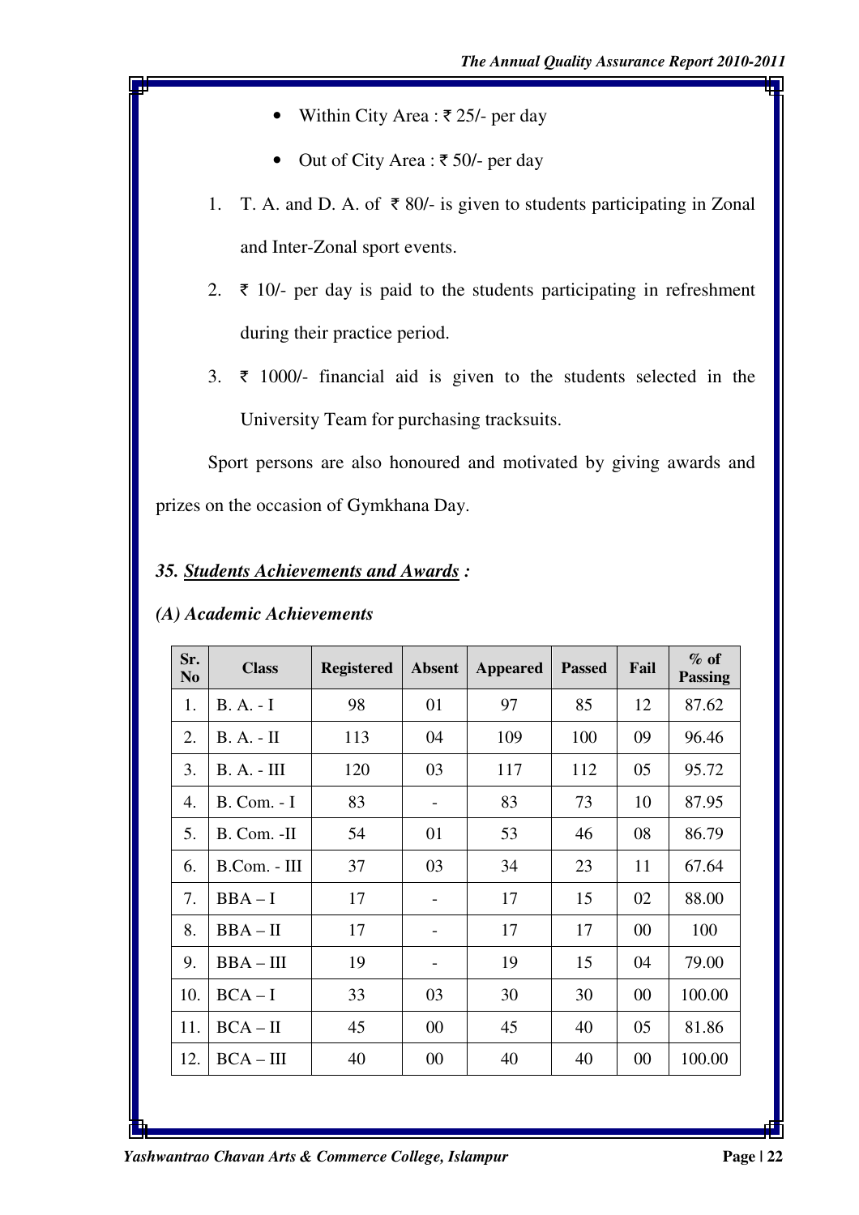- Within City Area : ₹ 25/- per day
- Out of City Area : ₹ 50/- per day

1. T. A. and D. A. of ₹ 80/- is given to students participating in Zonal and Inter-Zonal sport events.
2. ₹ 10/- per day is paid to the students participating in refreshment during their practice period.
3. ₹ 1000/- financial aid is given to the students selected in the University Team for purchasing tracksuits.

Sport persons are also honoured and motivated by giving awards and prizes on the occasion of Gymkhana Day.

### *35. Students Achievements and Awards :*

#### *(A) Academic Achievements*

| Sr. No | Class | Registered | Absent | Appeared | Passed | Fail | % of Passing |
|---|---|---|---|---|---|---|---|
| 1. | B. A. - I | 98 | 01 | 97 | 85 | 12 | 87.62 |
| 2. | B. A. - II | 113 | 04 | 109 | 100 | 09 | 96.46 |
| 3. | B. A. - III | 120 | 03 | 117 | 112 | 05 | 95.72 |
| 4. | B. Com. - I | 83 | - | 83 | 73 | 10 | 87.95 |
| 5. | B. Com. -II | 54 | 01 | 53 | 46 | 08 | 86.79 |
| 6. | B.Com. - III | 37 | 03 | 34 | 23 | 11 | 67.64 |
| 7. | BBA – I | 17 | - | 17 | 15 | 02 | 88.00 |
| 8. | BBA – II | 17 | - | 17 | 17 | 00 | 100 |
| 9. | BBA – III | 19 | - | 19 | 15 | 04 | 79.00 |
| 10. | BCA – I | 33 | 03 | 30 | 30 | 00 | 100.00 |
| 11. | BCA – II | 45 | 00 | 45 | 40 | 05 | 81.86 |
| 12. | BCA – III | 40 | 00 | 40 | 40 | 00 | 100.00 |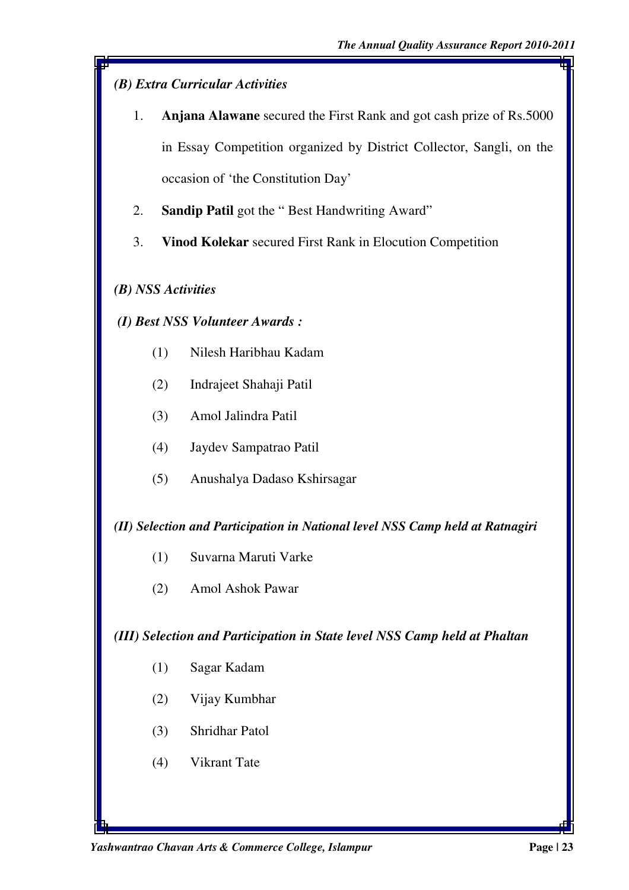*(B) Extra Curricular Activities*

1. **Anjana Alawane** secured the First Rank and got cash prize of Rs.5000 in Essay Competition organized by District Collector, Sangli, on the occasion of 'the Constitution Day'
2. **Sandip Patil** got the " Best Handwriting Award"
3. **Vinod Kolekar** secured First Rank in Elocution Competition

*(B) NSS Activities*

***(I) Best NSS Volunteer Awards :***

(1) Nilesh Haribhau Kadam

(2) Indrajeet Shahaji Patil

(3) Amol Jalindra Patil

(4) Jaydev Sampatrao Patil

(5) Anushalya Dadaso Kshirsagar

***(II) Selection and Participation in National level NSS Camp held at Ratnagiri***

(1) Suvarna Maruti Varke

(2) Amol Ashok Pawar

***(III) Selection and Participation in State level NSS Camp held at Phaltan***

(1) Sagar Kadam

(2) Vijay Kumbhar

(3) Shridhar Patol

(4) Vikrant Tate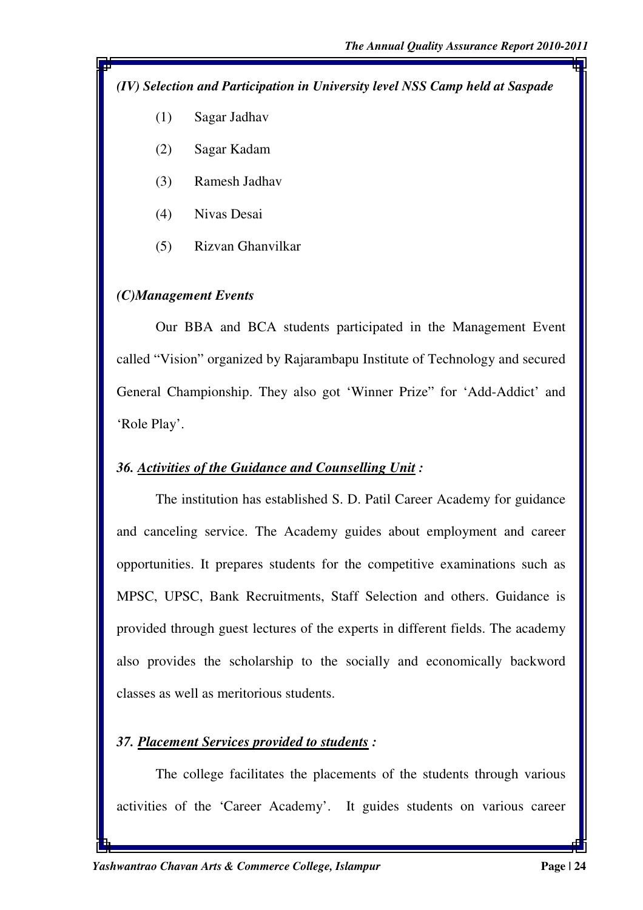*(IV) Selection and Participation in University level NSS Camp held at Saspade*

(1) Sagar Jadhav

(2) Sagar Kadam

(3) Ramesh Jadhav

(4) Nivas Desai

(5) Rizvan Ghanvilkar

### *(C)Management Events*

Our BBA and BCA students participated in the Management Event called "Vision" organized by Rajarambapu Institute of Technology and secured General Championship. They also got 'Winner Prize" for 'Add-Addict' and 'Role Play'.

## *36. Activities of the Guidance and Counselling Unit :*

The institution has established S. D. Patil Career Academy for guidance and canceling service. The Academy guides about employment and career opportunities. It prepares students for the competitive examinations such as MPSC, UPSC, Bank Recruitments, Staff Selection and others. Guidance is provided through guest lectures of the experts in different fields. The academy also provides the scholarship to the socially and economically backword classes as well as meritorious students.

## *37. Placement Services provided to students :*

The college facilitates the placements of the students through various activities of the 'Career Academy'. It guides students on various career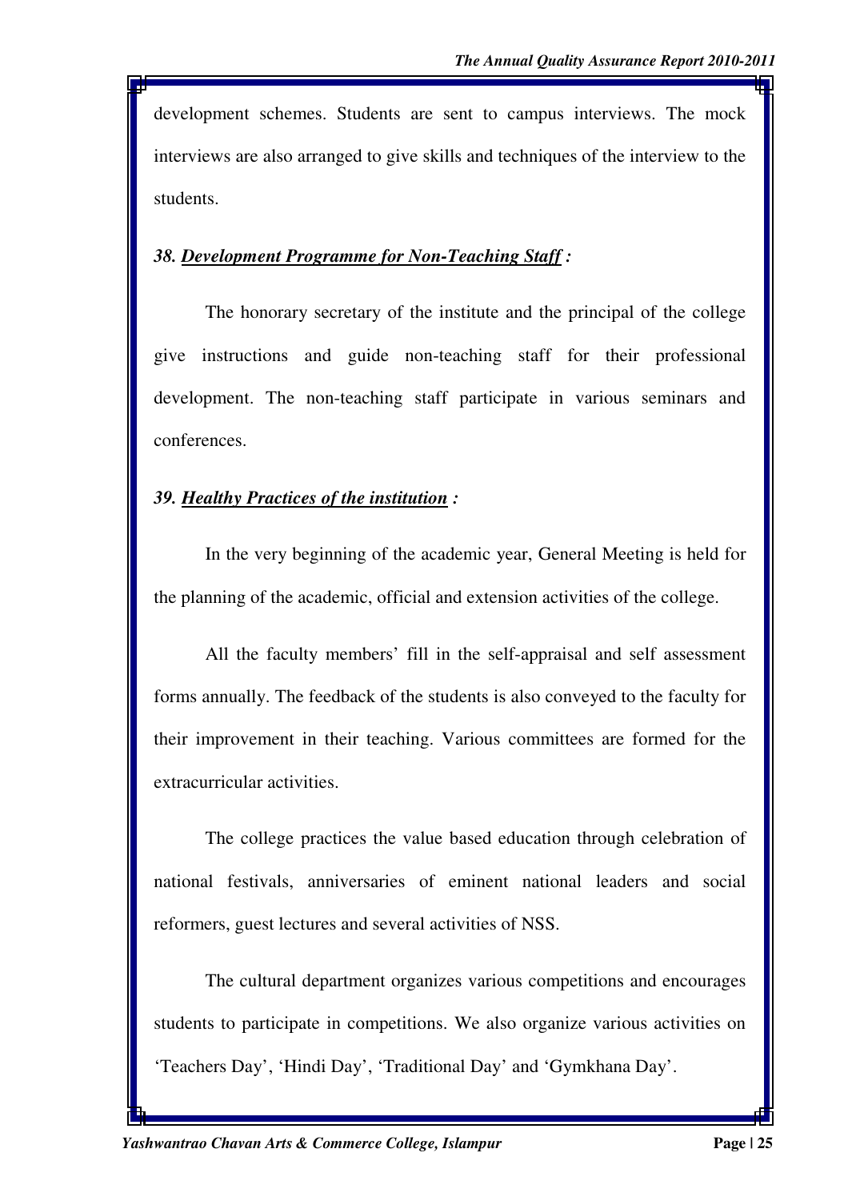development schemes. Students are sent to campus interviews. The mock interviews are also arranged to give skills and techniques of the interview to the students.

### *38. Development Programme for Non-Teaching Staff :*

The honorary secretary of the institute and the principal of the college give instructions and guide non-teaching staff for their professional development. The non-teaching staff participate in various seminars and conferences.

### *39. Healthy Practices of the institution :*

In the very beginning of the academic year, General Meeting is held for the planning of the academic, official and extension activities of the college.

All the faculty members' fill in the self-appraisal and self assessment forms annually. The feedback of the students is also conveyed to the faculty for their improvement in their teaching. Various committees are formed for the extracurricular activities.

The college practices the value based education through celebration of national festivals, anniversaries of eminent national leaders and social reformers, guest lectures and several activities of NSS.

The cultural department organizes various competitions and encourages students to participate in competitions. We also organize various activities on 'Teachers Day', 'Hindi Day', 'Traditional Day' and 'Gymkhana Day'.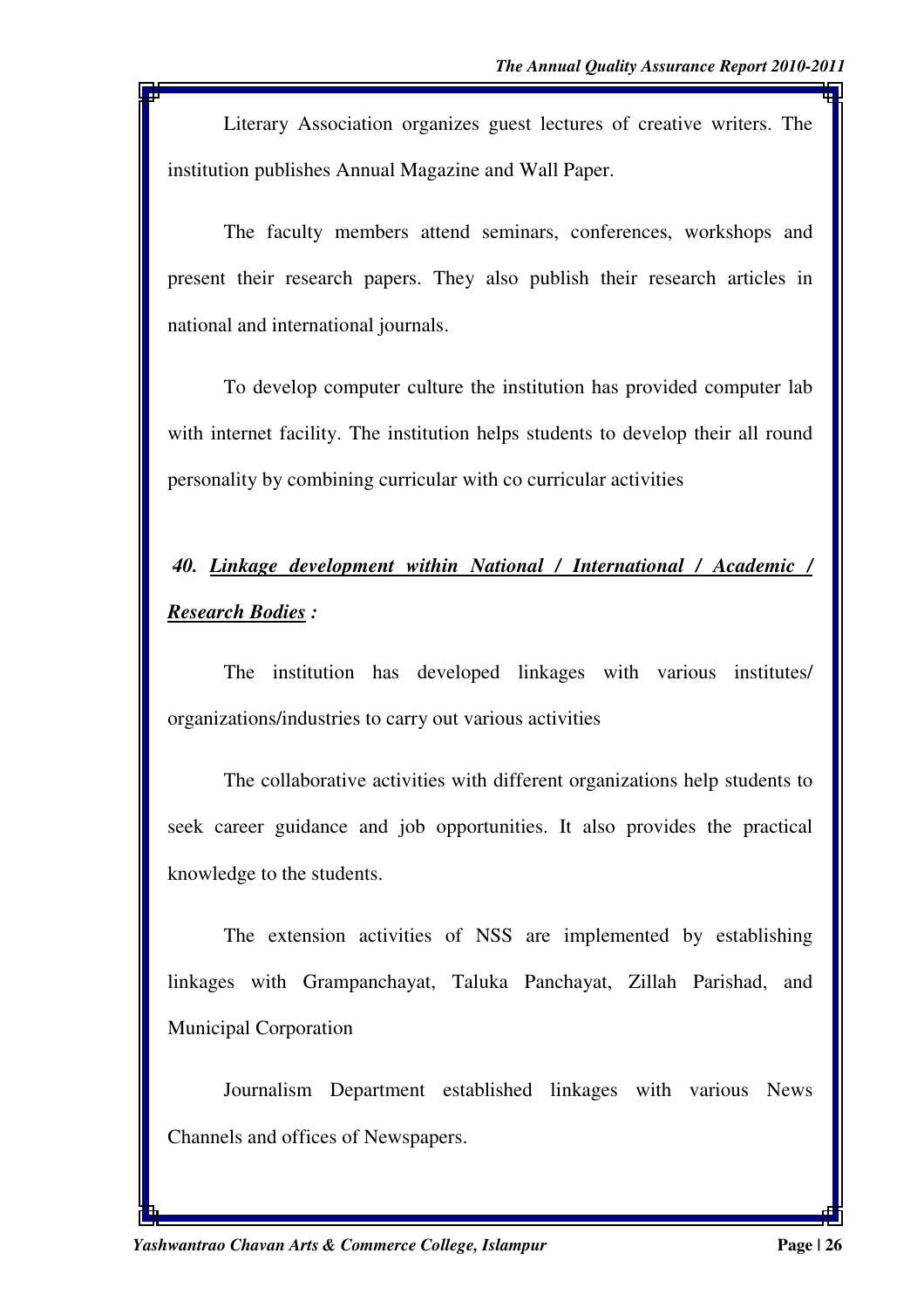Literary Association organizes guest lectures of creative writers. The institution publishes Annual Magazine and Wall Paper.

The faculty members attend seminars, conferences, workshops and present their research papers. They also publish their research articles in national and international journals.

To develop computer culture the institution has provided computer lab with internet facility. The institution helps students to develop their all round personality by combining curricular with co curricular activities

## ***40. <u>Linkage development within National / International / Academic / Research Bodies</u> :***

The institution has developed linkages with various institutes/ organizations/industries to carry out various activities

The collaborative activities with different organizations help students to seek career guidance and job opportunities. It also provides the practical knowledge to the students.

The extension activities of NSS are implemented by establishing linkages with Grampanchayat, Taluka Panchayat, Zillah Parishad, and Municipal Corporation

Journalism Department established linkages with various News Channels and offices of Newspapers.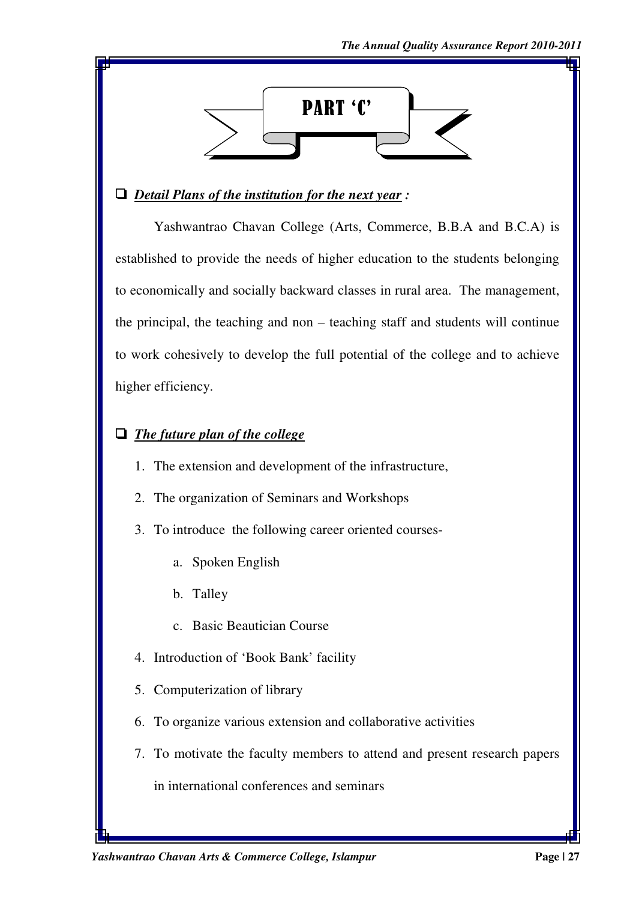# PART 'C'

- ***Detail Plans of the institution for the next year :***

Yashwantrao Chavan College (Arts, Commerce, B.B.A and B.C.A) is established to provide the needs of higher education to the students belonging to economically and socially backward classes in rural area. The management, the principal, the teaching and non – teaching staff and students will continue to work cohesively to develop the full potential of the college and to achieve higher efficiency.

- ***The future plan of the college***

1. The extension and development of the infrastructure,
2. The organization of Seminars and Workshops
3. To introduce the following career oriented courses-
   a. Spoken English
   b. Talley
   c. Basic Beautician Course
4. Introduction of 'Book Bank' facility
5. Computerization of library
6. To organize various extension and collaborative activities
7. To motivate the faculty members to attend and present research papers in international conferences and seminars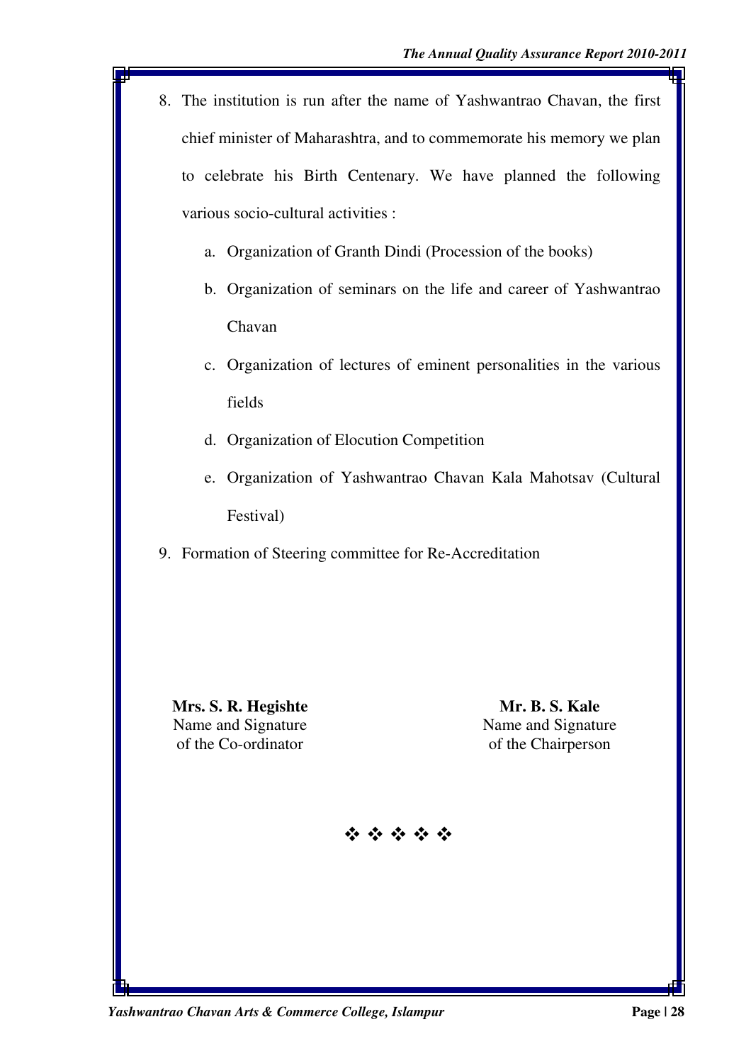8. The institution is run after the name of Yashwantrao Chavan, the first chief minister of Maharashtra, and to commemorate his memory we plan to celebrate his Birth Centenary. We have planned the following various socio-cultural activities :

    a. Organization of Granth Dindi (Procession of the books)
    b. Organization of seminars on the life and career of Yashwantrao Chavan
    c. Organization of lectures of eminent personalities in the various fields
    d. Organization of Elocution Competition
    e. Organization of Yashwantrao Chavan Kala Mahotsav (Cultural Festival)

9. Formation of Steering committee for Re-Accreditation

**Mrs. S. R. Hegishte**
Name and Signature
of the Co-ordinator

**Mr. B. S. Kale**
Name and Signature
of the Chairperson

❖ ❖ ❖ ❖ ❖